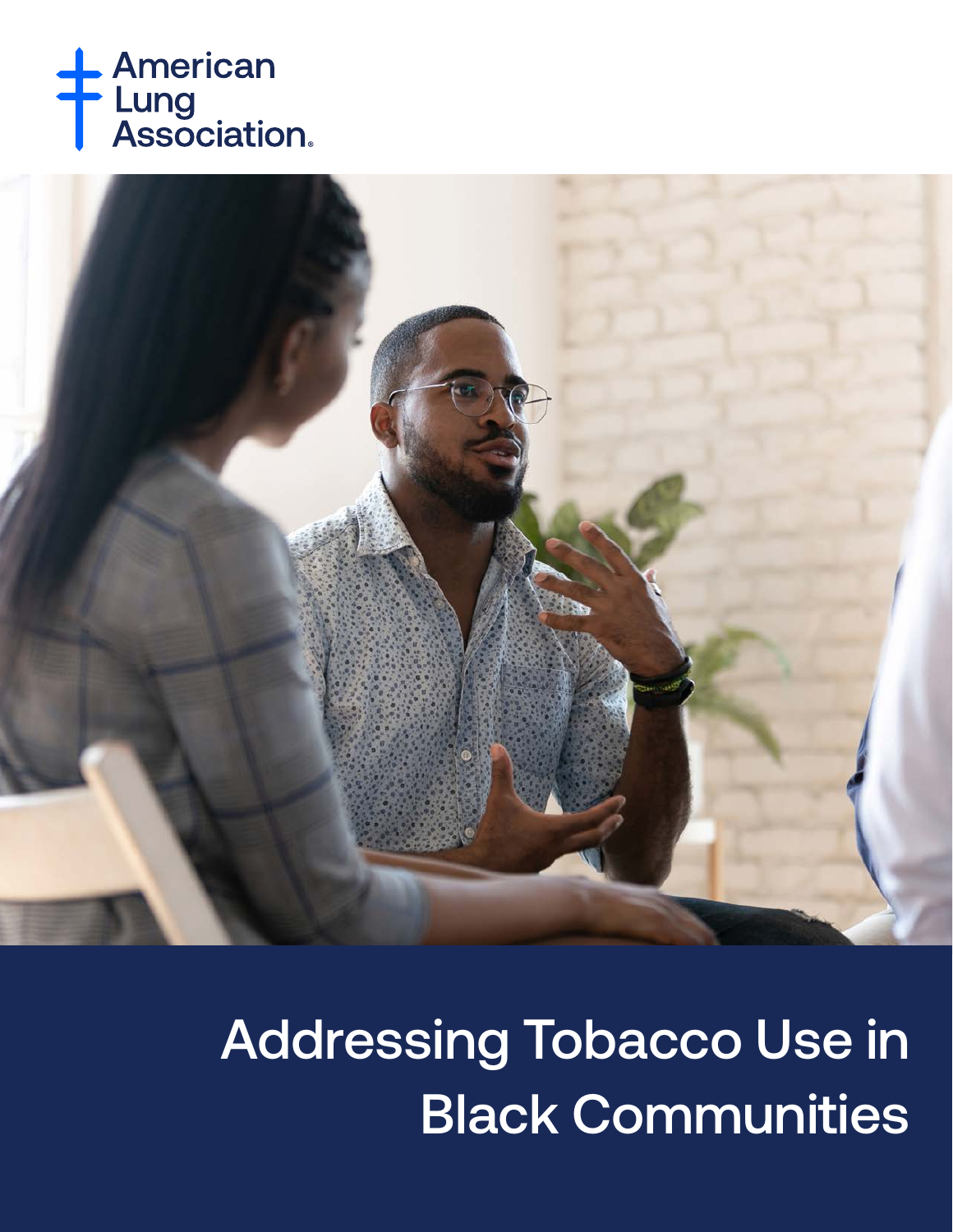American Lung Association.

# Addressing Tobacco Use in Black Communities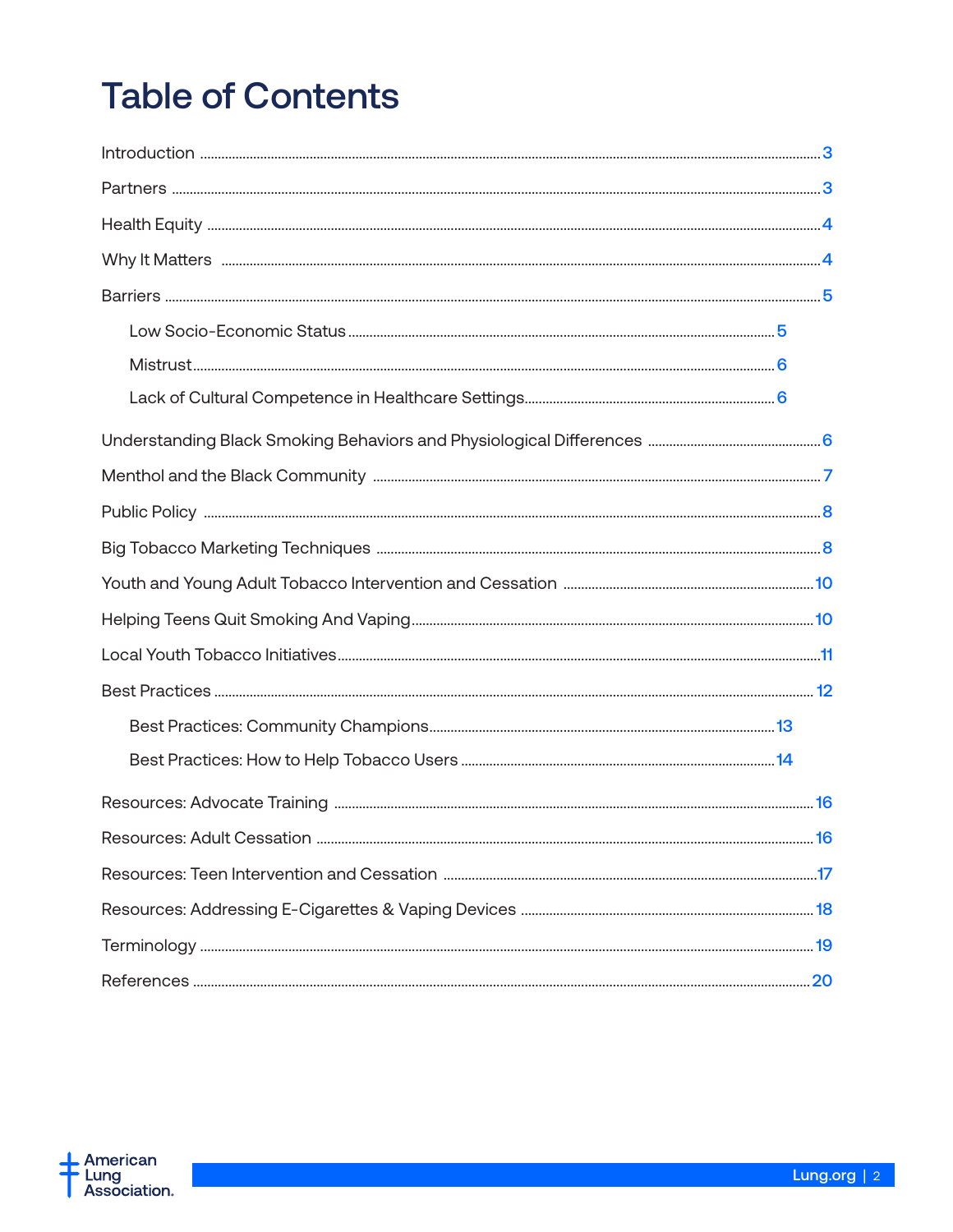# Table of Contents

- Introduction ... 3
- Partners ... 3
- Health Equity ... 4
- Why It Matters ... 4
- Barriers ... 5
  - Low Socio-Economic Status ... 5
  - Mistrust ... 6
  - Lack of Cultural Competence in Healthcare Settings ... 6
- Understanding Black Smoking Behaviors and Physiological Differences ... 6
- Menthol and the Black Community ... 7
- Public Policy ... 8
- Big Tobacco Marketing Techniques ... 8
- Youth and Young Adult Tobacco Intervention and Cessation ... 10
- Helping Teens Quit Smoking And Vaping ... 10
- Local Youth Tobacco Initiatives ... 11
- Best Practices ... 12
  - Best Practices: Community Champions ... 13
  - Best Practices: How to Help Tobacco Users ... 14
- Resources: Advocate Training ... 16
- Resources: Adult Cessation ... 16
- Resources: Teen Intervention and Cessation ... 17
- Resources: Addressing E-Cigarettes & Vaping Devices ... 18
- Terminology ... 19
- References ... 20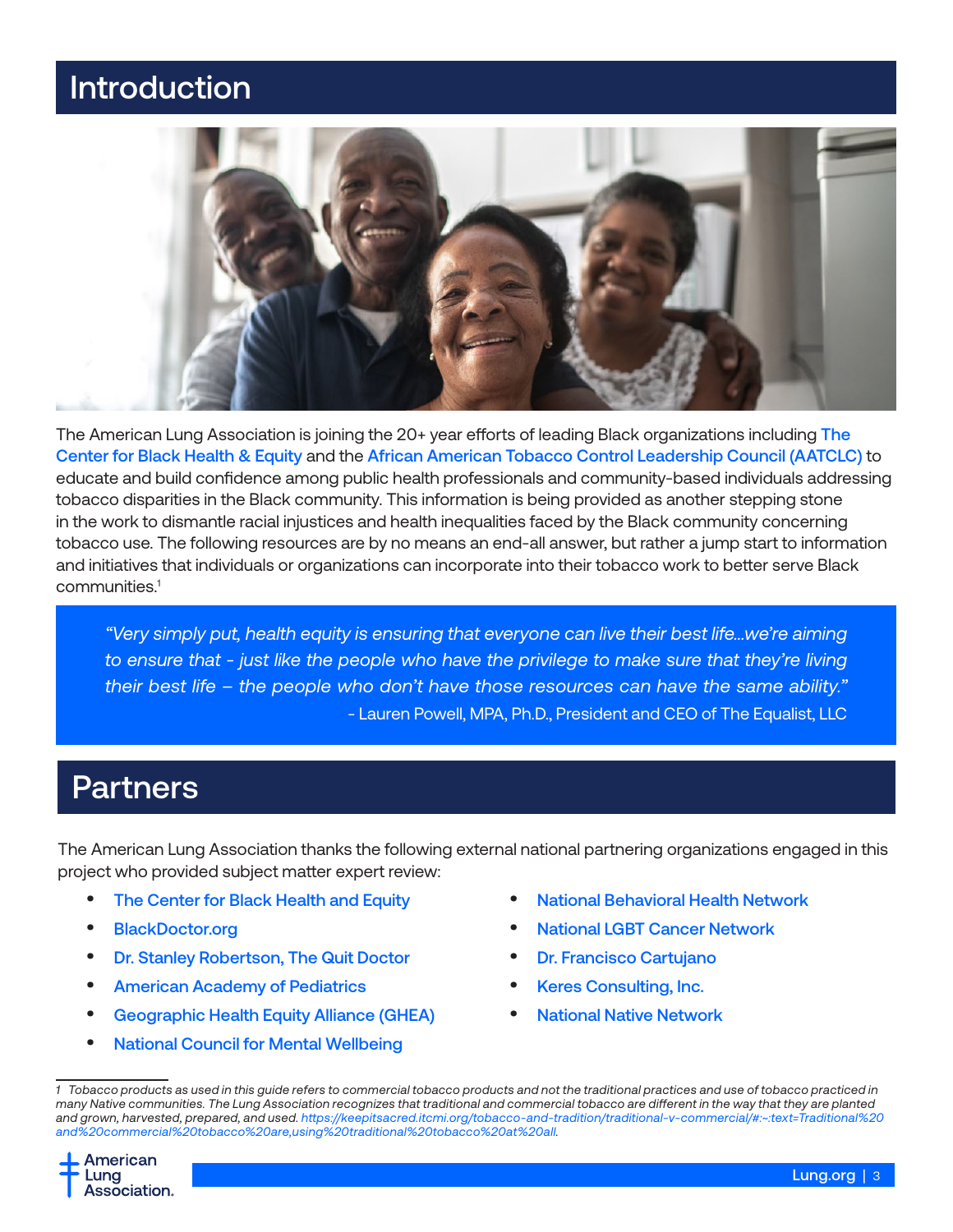## Introduction

The American Lung Association is joining the 20+ year efforts of leading Black organizations including The Center for Black Health & Equity and the African American Tobacco Control Leadership Council (AATCLC) to educate and build confidence among public health professionals and community-based individuals addressing tobacco disparities in the Black community. This information is being provided as another stepping stone in the work to dismantle racial injustices and health inequalities faced by the Black community concerning tobacco use. The following resources are by no means an end-all answer, but rather a jump start to information and initiatives that individuals or organizations can incorporate into their tobacco work to better serve Black communities.[1]

> *"Very simply put, health equity is ensuring that everyone can live their best life…we're aiming to ensure that - just like the people who have the privilege to make sure that they're living their best life – the people who don't have those resources can have the same ability."*
>
> \- Lauren Powell, MPA, Ph.D., President and CEO of The Equalist, LLC

## Partners

The American Lung Association thanks the following external national partnering organizations engaged in this project who provided subject matter expert review:

- The Center for Black Health and Equity
- BlackDoctor.org
- Dr. Stanley Robertson, The Quit Doctor
- American Academy of Pediatrics
- Geographic Health Equity Alliance (GHEA)
- National Council for Mental Wellbeing
- National Behavioral Health Network
- National LGBT Cancer Network
- Dr. Francisco Cartujano
- Keres Consulting, Inc.
- National Native Network

[1] *Tobacco products as used in this guide refers to commercial tobacco products and not the traditional practices and use of tobacco practiced in many Native communities. The Lung Association recognizes that traditional and commercial tobacco are different in the way that they are planted and grown, harvested, prepared, and used. https://keepitsacred.itcmi.org/tobacco-and-tradition/traditional-v-commercial/#:~:text=Traditional%20and%20commercial%20tobacco%20are,using%20traditional%20tobacco%20at%20all.*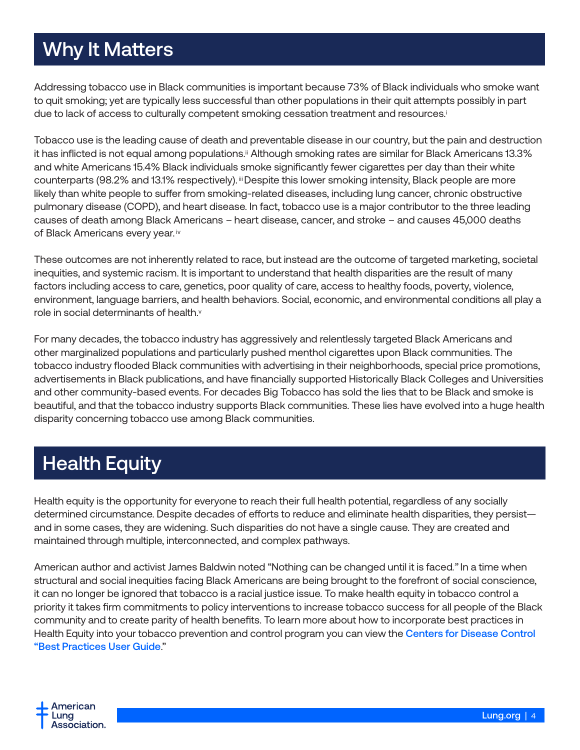## Why It Matters

Addressing tobacco use in Black communities is important because 73% of Black individuals who smoke want to quit smoking; yet are typically less successful than other populations in their quit attempts possibly in part due to lack of access to culturally competent smoking cessation treatment and resources.[i]

Tobacco use is the leading cause of death and preventable disease in our country, but the pain and destruction it has inflicted is not equal among populations.[ii] Although smoking rates are similar for Black Americans 13.3% and white Americans 15.4% Black individuals smoke significantly fewer cigarettes per day than their white counterparts (98.2% and 13.1% respectively).[iii] Despite this lower smoking intensity, Black people are more likely than white people to suffer from smoking-related diseases, including lung cancer, chronic obstructive pulmonary disease (COPD), and heart disease. In fact, tobacco use is a major contributor to the three leading causes of death among Black Americans – heart disease, cancer, and stroke – and causes 45,000 deaths of Black Americans every year.[iv]

These outcomes are not inherently related to race, but instead are the outcome of targeted marketing, societal inequities, and systemic racism. It is important to understand that health disparities are the result of many factors including access to care, genetics, poor quality of care, access to healthy foods, poverty, violence, environment, language barriers, and health behaviors. Social, economic, and environmental conditions all play a role in social determinants of health.[v]

For many decades, the tobacco industry has aggressively and relentlessly targeted Black Americans and other marginalized populations and particularly pushed menthol cigarettes upon Black communities. The tobacco industry flooded Black communities with advertising in their neighborhoods, special price promotions, advertisements in Black publications, and have financially supported Historically Black Colleges and Universities and other community-based events. For decades Big Tobacco has sold the lies that to be Black and smoke is beautiful, and that the tobacco industry supports Black communities. These lies have evolved into a huge health disparity concerning tobacco use among Black communities.

## Health Equity

Health equity is the opportunity for everyone to reach their full health potential, regardless of any socially determined circumstance. Despite decades of efforts to reduce and eliminate health disparities, they persist—and in some cases, they are widening. Such disparities do not have a single cause. They are created and maintained through multiple, interconnected, and complex pathways.

American author and activist James Baldwin noted "Nothing can be changed until it is faced." In a time when structural and social inequities facing Black Americans are being brought to the forefront of social conscience, it can no longer be ignored that tobacco is a racial justice issue. To make health equity in tobacco control a priority it takes firm commitments to policy interventions to increase tobacco success for all people of the Black community and to create parity of health benefits. To learn more about how to incorporate best practices in Health Equity into your tobacco prevention and control program you can view the **Centers for Disease Control "Best Practices User Guide**."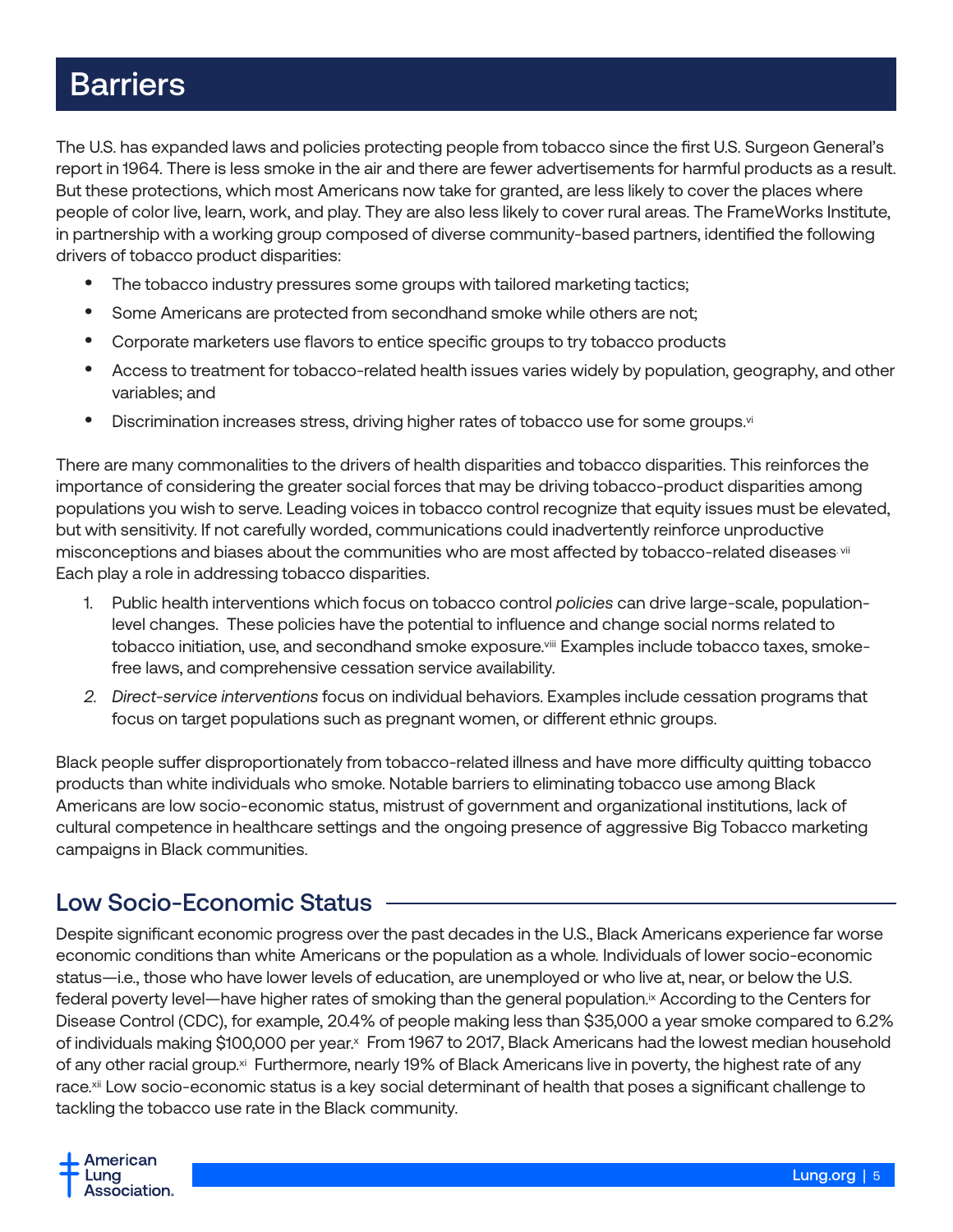# Barriers

The U.S. has expanded laws and policies protecting people from tobacco since the first U.S. Surgeon General's report in 1964. There is less smoke in the air and there are fewer advertisements for harmful products as a result. But these protections, which most Americans now take for granted, are less likely to cover the places where people of color live, learn, work, and play. They are also less likely to cover rural areas. The FrameWorks Institute, in partnership with a working group composed of diverse community-based partners, identified the following drivers of tobacco product disparities:

- The tobacco industry pressures some groups with tailored marketing tactics;
- Some Americans are protected from secondhand smoke while others are not;
- Corporate marketers use flavors to entice specific groups to try tobacco products
- Access to treatment for tobacco-related health issues varies widely by population, geography, and other variables; and
- Discrimination increases stress, driving higher rates of tobacco use for some groups.[vi]

There are many commonalities to the drivers of health disparities and tobacco disparities. This reinforces the importance of considering the greater social forces that may be driving tobacco-product disparities among populations you wish to serve. Leading voices in tobacco control recognize that equity issues must be elevated, but with sensitivity. If not carefully worded, communications could inadvertently reinforce unproductive misconceptions and biases about the communities who are most affected by tobacco-related diseases.[vii] Each play a role in addressing tobacco disparities.

1. Public health interventions which focus on tobacco control *policies* can drive large-scale, population-level changes. These policies have the potential to influence and change social norms related to tobacco initiation, use, and secondhand smoke exposure.[viii] Examples include tobacco taxes, smoke-free laws, and comprehensive cessation service availability.
2. *Direct-service interventions* focus on individual behaviors. Examples include cessation programs that focus on target populations such as pregnant women, or different ethnic groups.

Black people suffer disproportionately from tobacco-related illness and have more difficulty quitting tobacco products than white individuals who smoke. Notable barriers to eliminating tobacco use among Black Americans are low socio-economic status, mistrust of government and organizational institutions, lack of cultural competence in healthcare settings and the ongoing presence of aggressive Big Tobacco marketing campaigns in Black communities.

## Low Socio-Economic Status

Despite significant economic progress over the past decades in the U.S., Black Americans experience far worse economic conditions than white Americans or the population as a whole. Individuals of lower socio-economic status—i.e., those who have lower levels of education, are unemployed or who live at, near, or below the U.S. federal poverty level—have higher rates of smoking than the general population.[ix] According to the Centers for Disease Control (CDC), for example, 20.4% of people making less than $35,000 a year smoke compared to 6.2% of individuals making $100,000 per year.[x] From 1967 to 2017, Black Americans had the lowest median household of any other racial group.[xi] Furthermore, nearly 19% of Black Americans live in poverty, the highest rate of any race.[xii] Low socio-economic status is a key social determinant of health that poses a significant challenge to tackling the tobacco use rate in the Black community.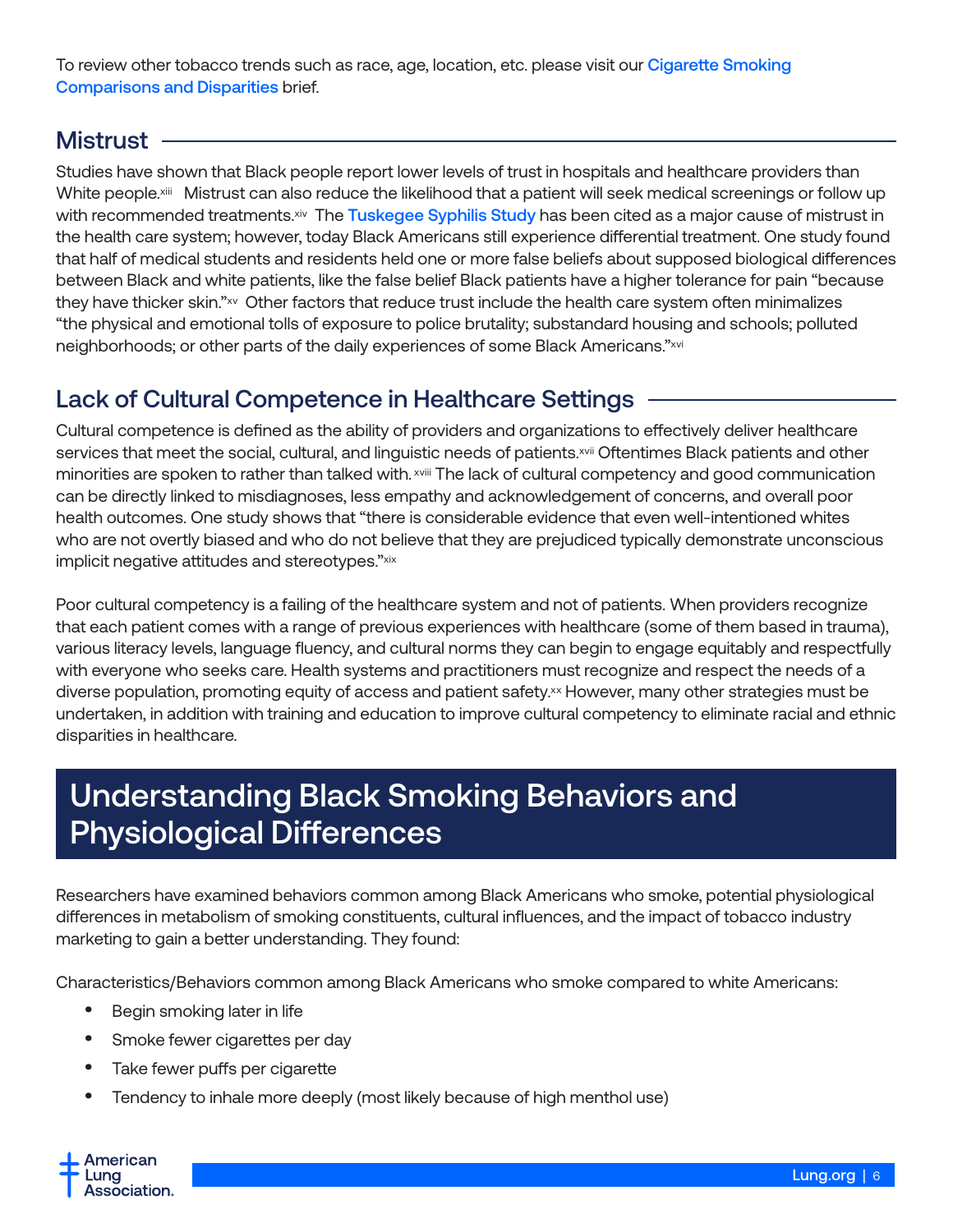To review other tobacco trends such as race, age, location, etc. please visit our Cigarette Smoking Comparisons and Disparities brief.

## Mistrust

Studies have shown that Black people report lower levels of trust in hospitals and healthcare providers than White people.[xiii] Mistrust can also reduce the likelihood that a patient will seek medical screenings or follow up with recommended treatments.[xiv] The Tuskegee Syphilis Study has been cited as a major cause of mistrust in the health care system; however, today Black Americans still experience differential treatment. One study found that half of medical students and residents held one or more false beliefs about supposed biological differences between Black and white patients, like the false belief Black patients have a higher tolerance for pain "because they have thicker skin."[xv] Other factors that reduce trust include the health care system often minimalizes "the physical and emotional tolls of exposure to police brutality; substandard housing and schools; polluted neighborhoods; or other parts of the daily experiences of some Black Americans."[xvi]

## Lack of Cultural Competence in Healthcare Settings

Cultural competence is defined as the ability of providers and organizations to effectively deliver healthcare services that meet the social, cultural, and linguistic needs of patients.[xvii] Oftentimes Black patients and other minorities are spoken to rather than talked with.[xviii] The lack of cultural competency and good communication can be directly linked to misdiagnoses, less empathy and acknowledgement of concerns, and overall poor health outcomes. One study shows that "there is considerable evidence that even well-intentioned whites who are not overtly biased and who do not believe that they are prejudiced typically demonstrate unconscious implicit negative attitudes and stereotypes."[xix]

Poor cultural competency is a failing of the healthcare system and not of patients. When providers recognize that each patient comes with a range of previous experiences with healthcare (some of them based in trauma), various literacy levels, language fluency, and cultural norms they can begin to engage equitably and respectfully with everyone who seeks care. Health systems and practitioners must recognize and respect the needs of a diverse population, promoting equity of access and patient safety.[xx] However, many other strategies must be undertaken, in addition with training and education to improve cultural competency to eliminate racial and ethnic disparities in healthcare.

# Understanding Black Smoking Behaviors and Physiological Differences

Researchers have examined behaviors common among Black Americans who smoke, potential physiological differences in metabolism of smoking constituents, cultural influences, and the impact of tobacco industry marketing to gain a better understanding. They found:

Characteristics/Behaviors common among Black Americans who smoke compared to white Americans:

- Begin smoking later in life
- Smoke fewer cigarettes per day
- Take fewer puffs per cigarette
- Tendency to inhale more deeply (most likely because of high menthol use)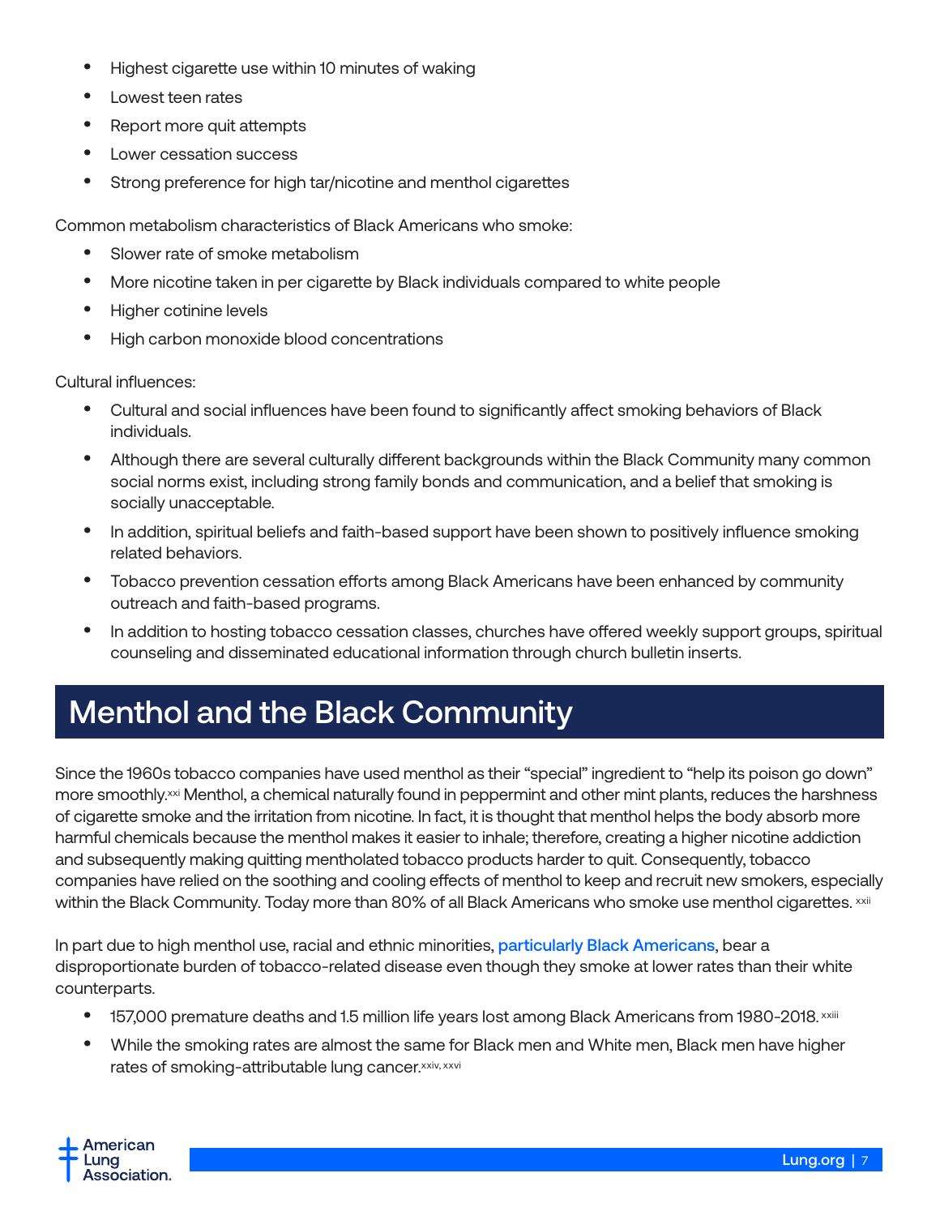- Highest cigarette use within 10 minutes of waking
- Lowest teen rates
- Report more quit attempts
- Lower cessation success
- Strong preference for high tar/nicotine and menthol cigarettes

Common metabolism characteristics of Black Americans who smoke:

- Slower rate of smoke metabolism
- More nicotine taken in per cigarette by Black individuals compared to white people
- Higher cotinine levels
- High carbon monoxide blood concentrations

Cultural influences:

- Cultural and social influences have been found to significantly affect smoking behaviors of Black individuals.
- Although there are several culturally different backgrounds within the Black Community many common social norms exist, including strong family bonds and communication, and a belief that smoking is socially unacceptable.
- In addition, spiritual beliefs and faith-based support have been shown to positively influence smoking related behaviors.
- Tobacco prevention cessation efforts among Black Americans have been enhanced by community outreach and faith-based programs.
- In addition to hosting tobacco cessation classes, churches have offered weekly support groups, spiritual counseling and disseminated educational information through church bulletin inserts.

## Menthol and the Black Community

Since the 1960s tobacco companies have used menthol as their "special" ingredient to "help its poison go down" more smoothly.[xxi] Menthol, a chemical naturally found in peppermint and other mint plants, reduces the harshness of cigarette smoke and the irritation from nicotine. In fact, it is thought that menthol helps the body absorb more harmful chemicals because the menthol makes it easier to inhale; therefore, creating a higher nicotine addiction and subsequently making quitting mentholated tobacco products harder to quit. Consequently, tobacco companies have relied on the soothing and cooling effects of menthol to keep and recruit new smokers, especially within the Black Community. Today more than 80% of all Black Americans who smoke use menthol cigarettes.[xxii]

In part due to high menthol use, racial and ethnic minorities, particularly Black Americans, bear a disproportionate burden of tobacco-related disease even though they smoke at lower rates than their white counterparts.

- 157,000 premature deaths and 1.5 million life years lost among Black Americans from 1980-2018.[xxiii]
- While the smoking rates are almost the same for Black men and White men, Black men have higher rates of smoking-attributable lung cancer.[xxiv, xxvi]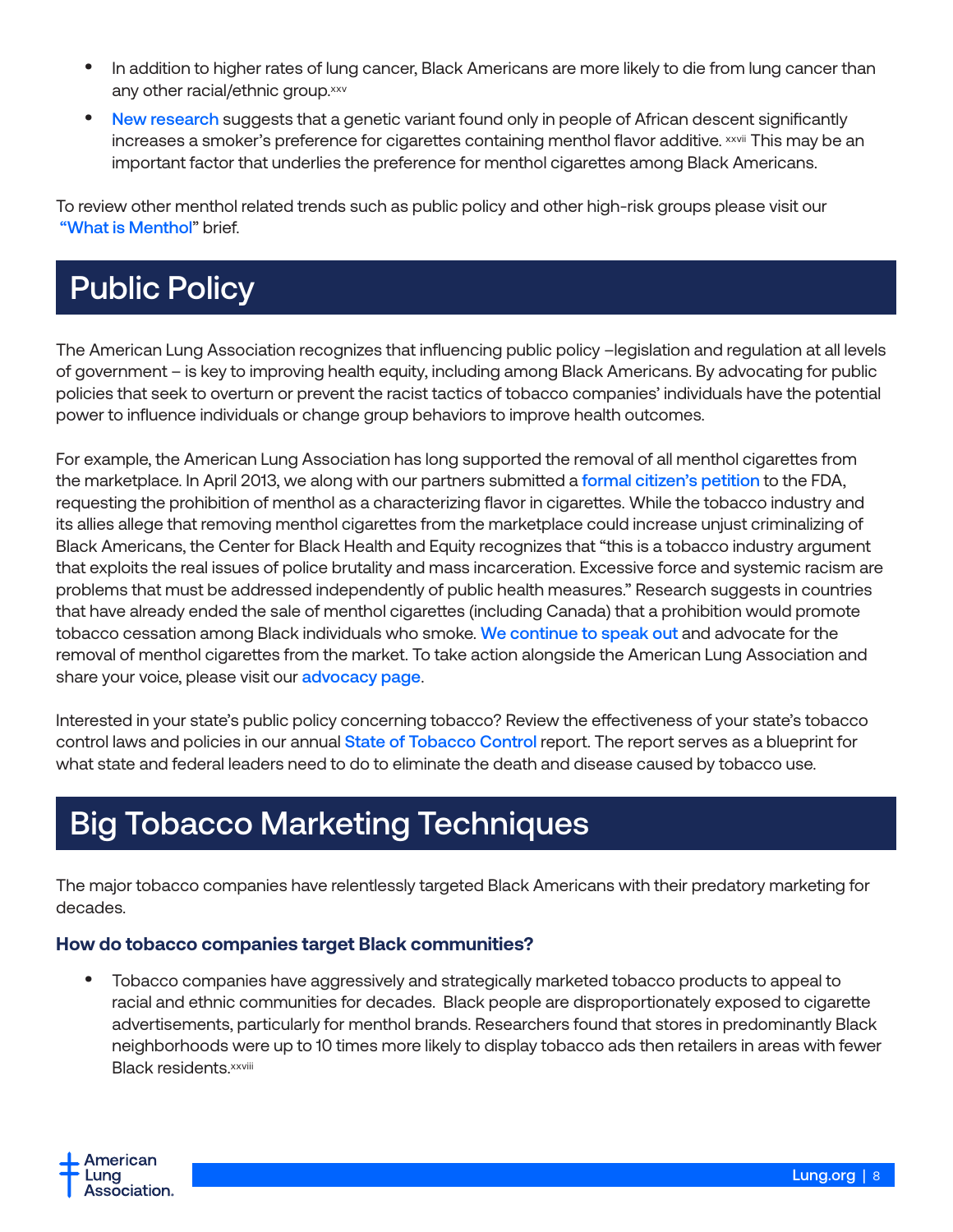- In addition to higher rates of lung cancer, Black Americans are more likely to die from lung cancer than any other racial/ethnic group.[xxv]
- New research suggests that a genetic variant found only in people of African descent significantly increases a smoker's preference for cigarettes containing menthol flavor additive. [xxvii] This may be an important factor that underlies the preference for menthol cigarettes among Black Americans.

To review other menthol related trends such as public policy and other high-risk groups please visit our "What is Menthol" brief.

# Public Policy

The American Lung Association recognizes that influencing public policy –legislation and regulation at all levels of government – is key to improving health equity, including among Black Americans. By advocating for public policies that seek to overturn or prevent the racist tactics of tobacco companies' individuals have the potential power to influence individuals or change group behaviors to improve health outcomes.

For example, the American Lung Association has long supported the removal of all menthol cigarettes from the marketplace. In April 2013, we along with our partners submitted a formal citizen's petition to the FDA, requesting the prohibition of menthol as a characterizing flavor in cigarettes. While the tobacco industry and its allies allege that removing menthol cigarettes from the marketplace could increase unjust criminalizing of Black Americans, the Center for Black Health and Equity recognizes that "this is a tobacco industry argument that exploits the real issues of police brutality and mass incarceration. Excessive force and systemic racism are problems that must be addressed independently of public health measures." Research suggests in countries that have already ended the sale of menthol cigarettes (including Canada) that a prohibition would promote tobacco cessation among Black individuals who smoke. We continue to speak out and advocate for the removal of menthol cigarettes from the market. To take action alongside the American Lung Association and share your voice, please visit our advocacy page.

Interested in your state's public policy concerning tobacco? Review the effectiveness of your state's tobacco control laws and policies in our annual State of Tobacco Control report. The report serves as a blueprint for what state and federal leaders need to do to eliminate the death and disease caused by tobacco use.

# Big Tobacco Marketing Techniques

The major tobacco companies have relentlessly targeted Black Americans with their predatory marketing for decades.

### How do tobacco companies target Black communities?

- Tobacco companies have aggressively and strategically marketed tobacco products to appeal to racial and ethnic communities for decades. Black people are disproportionately exposed to cigarette advertisements, particularly for menthol brands. Researchers found that stores in predominantly Black neighborhoods were up to 10 times more likely to display tobacco ads then retailers in areas with fewer Black residents.[xxviii]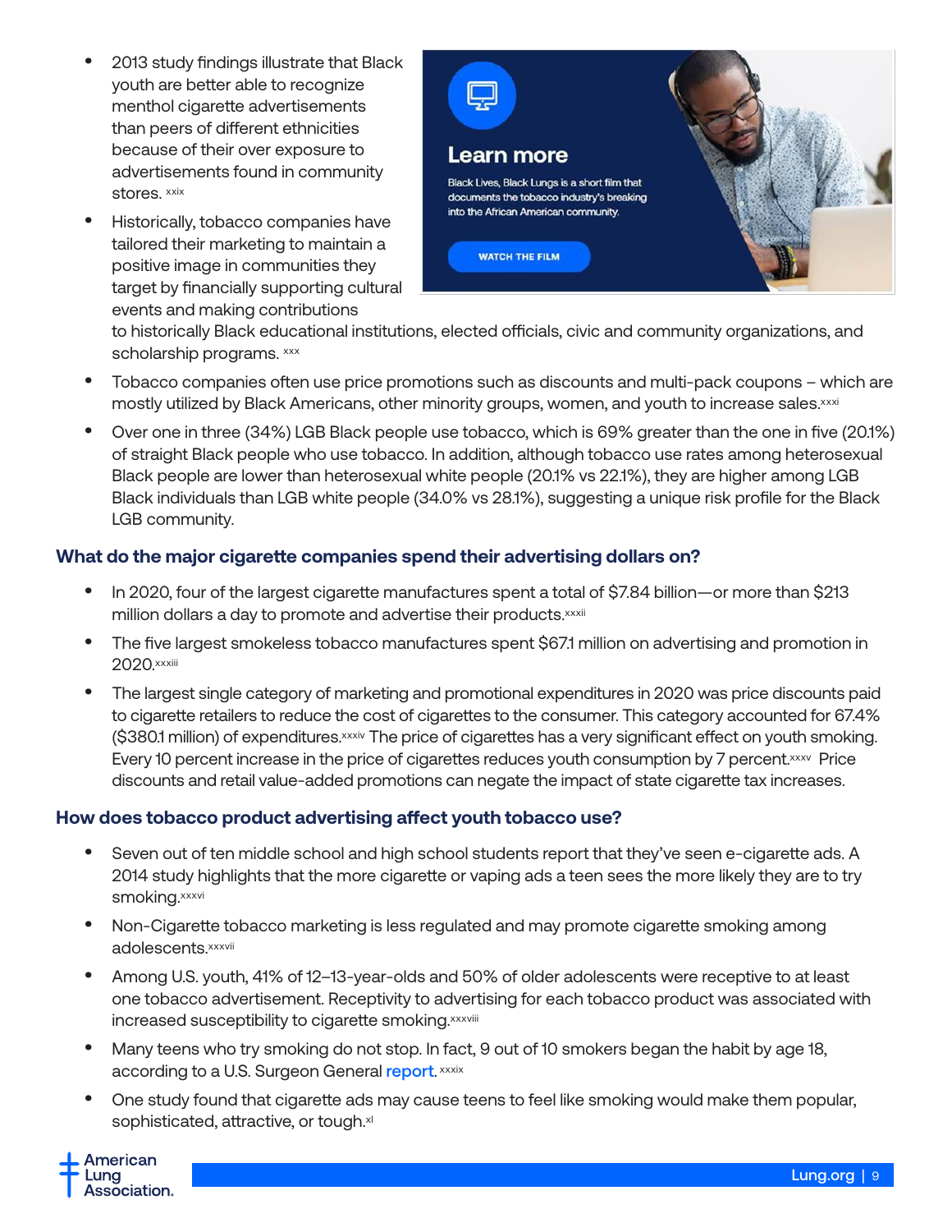- 2013 study findings illustrate that Black youth are better able to recognize menthol cigarette advertisements than peers of different ethnicities because of their over exposure to advertisements found in community stores. [xxix]
- Historically, tobacco companies have tailored their marketing to maintain a positive image in communities they target by financially supporting cultural events and making contributions to historically Black educational institutions, elected officials, civic and community organizations, and scholarship programs. [xxx]

**Learn more**

Black Lives, Black Lungs is a short film that documents the tobacco industry's breaking into the African American community.

WATCH THE FILM

- Tobacco companies often use price promotions such as discounts and multi-pack coupons – which are mostly utilized by Black Americans, other minority groups, women, and youth to increase sales.[xxxi]
- Over one in three (34%) LGB Black people use tobacco, which is 69% greater than the one in five (20.1%) of straight Black people who use tobacco. In addition, although tobacco use rates among heterosexual Black people are lower than heterosexual white people (20.1% vs 22.1%), they are higher among LGB Black individuals than LGB white people (34.0% vs 28.1%), suggesting a unique risk profile for the Black LGB community.

### What do the major cigarette companies spend their advertising dollars on?

- In 2020, four of the largest cigarette manufactures spent a total of $7.84 billion—or more than $213 million dollars a day to promote and advertise their products.[xxxii]
- The five largest smokeless tobacco manufactures spent $67.1 million on advertising and promotion in 2020.[xxxiii]
- The largest single category of marketing and promotional expenditures in 2020 was price discounts paid to cigarette retailers to reduce the cost of cigarettes to the consumer. This category accounted for 67.4% ($380.1 million) of expenditures.[xxxiv] The price of cigarettes has a very significant effect on youth smoking. Every 10 percent increase in the price of cigarettes reduces youth consumption by 7 percent.[xxxv] Price discounts and retail value-added promotions can negate the impact of state cigarette tax increases.

### How does tobacco product advertising affect youth tobacco use?

- Seven out of ten middle school and high school students report that they've seen e-cigarette ads. A 2014 study highlights that the more cigarette or vaping ads a teen sees the more likely they are to try smoking.[xxxvi]
- Non-Cigarette tobacco marketing is less regulated and may promote cigarette smoking among adolescents.[xxxvii]
- Among U.S. youth, 41% of 12–13-year-olds and 50% of older adolescents were receptive to at least one tobacco advertisement. Receptivity to advertising for each tobacco product was associated with increased susceptibility to cigarette smoking.[xxxviii]
- Many teens who try smoking do not stop. In fact, 9 out of 10 smokers began the habit by age 18, according to a U.S. Surgeon General report. [xxxix]
- One study found that cigarette ads may cause teens to feel like smoking would make them popular, sophisticated, attractive, or tough.[xl]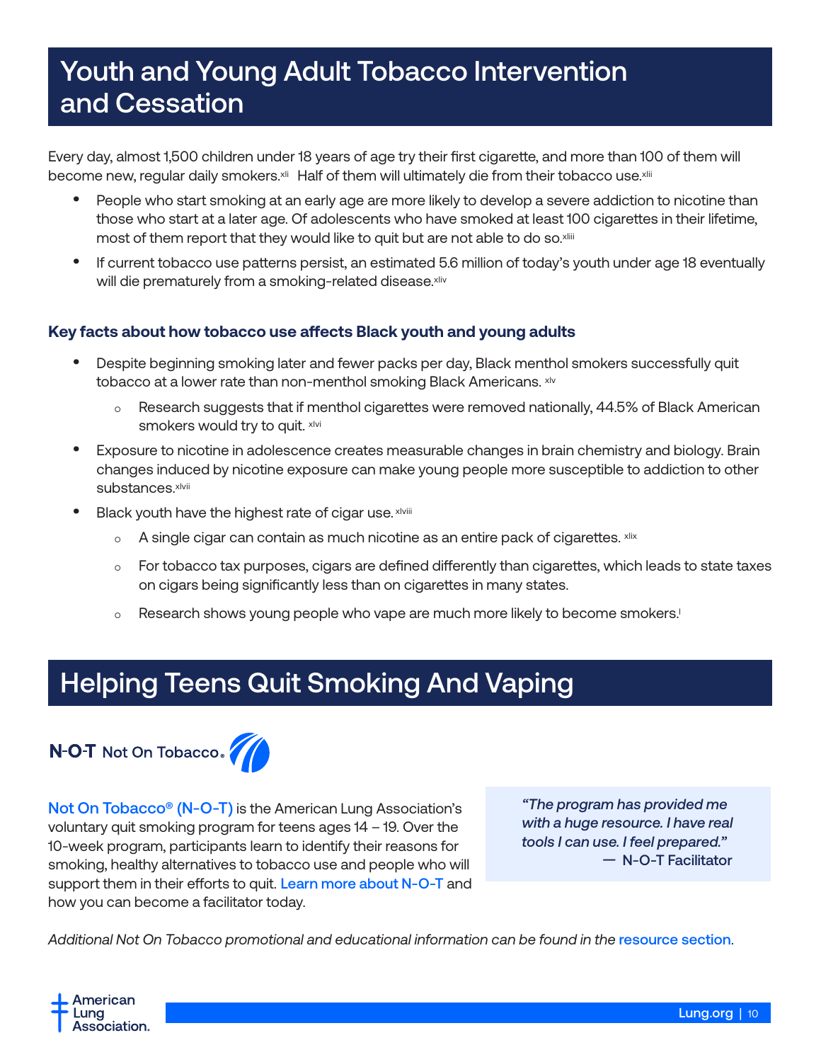# Youth and Young Adult Tobacco Intervention and Cessation

Every day, almost 1,500 children under 18 years of age try their first cigarette, and more than 100 of them will become new, regular daily smokers.[xli] Half of them will ultimately die from their tobacco use.[xlii]

- People who start smoking at an early age are more likely to develop a severe addiction to nicotine than those who start at a later age. Of adolescents who have smoked at least 100 cigarettes in their lifetime, most of them report that they would like to quit but are not able to do so.[xliii]
- If current tobacco use patterns persist, an estimated 5.6 million of today's youth under age 18 eventually will die prematurely from a smoking-related disease.[xliv]

### Key facts about how tobacco use affects Black youth and young adults

- Despite beginning smoking later and fewer packs per day, Black menthol smokers successfully quit tobacco at a lower rate than non-menthol smoking Black Americans. [xlv]
  - Research suggests that if menthol cigarettes were removed nationally, 44.5% of Black American smokers would try to quit. [xlvi]
- Exposure to nicotine in adolescence creates measurable changes in brain chemistry and biology. Brain changes induced by nicotine exposure can make young people more susceptible to addiction to other substances.[xlvii]
- Black youth have the highest rate of cigar use. [xlviii]
  - A single cigar can contain as much nicotine as an entire pack of cigarettes. [xlix]
  - For tobacco tax purposes, cigars are defined differently than cigarettes, which leads to state taxes on cigars being significantly less than on cigarettes in many states.
  - Research shows young people who vape are much more likely to become smokers.[l]

# Helping Teens Quit Smoking And Vaping

N-O-T Not On Tobacco®

Not On Tobacco® (N-O-T) is the American Lung Association's voluntary quit smoking program for teens ages 14 – 19. Over the 10-week program, participants learn to identify their reasons for smoking, healthy alternatives to tobacco use and people who will support them in their efforts to quit. Learn more about N-O-T and how you can become a facilitator today.

> *"The program has provided me with a huge resource. I have real tools I can use. I feel prepared."*
> — N-O-T Facilitator

*Additional Not On Tobacco promotional and educational information can be found in the resource section.*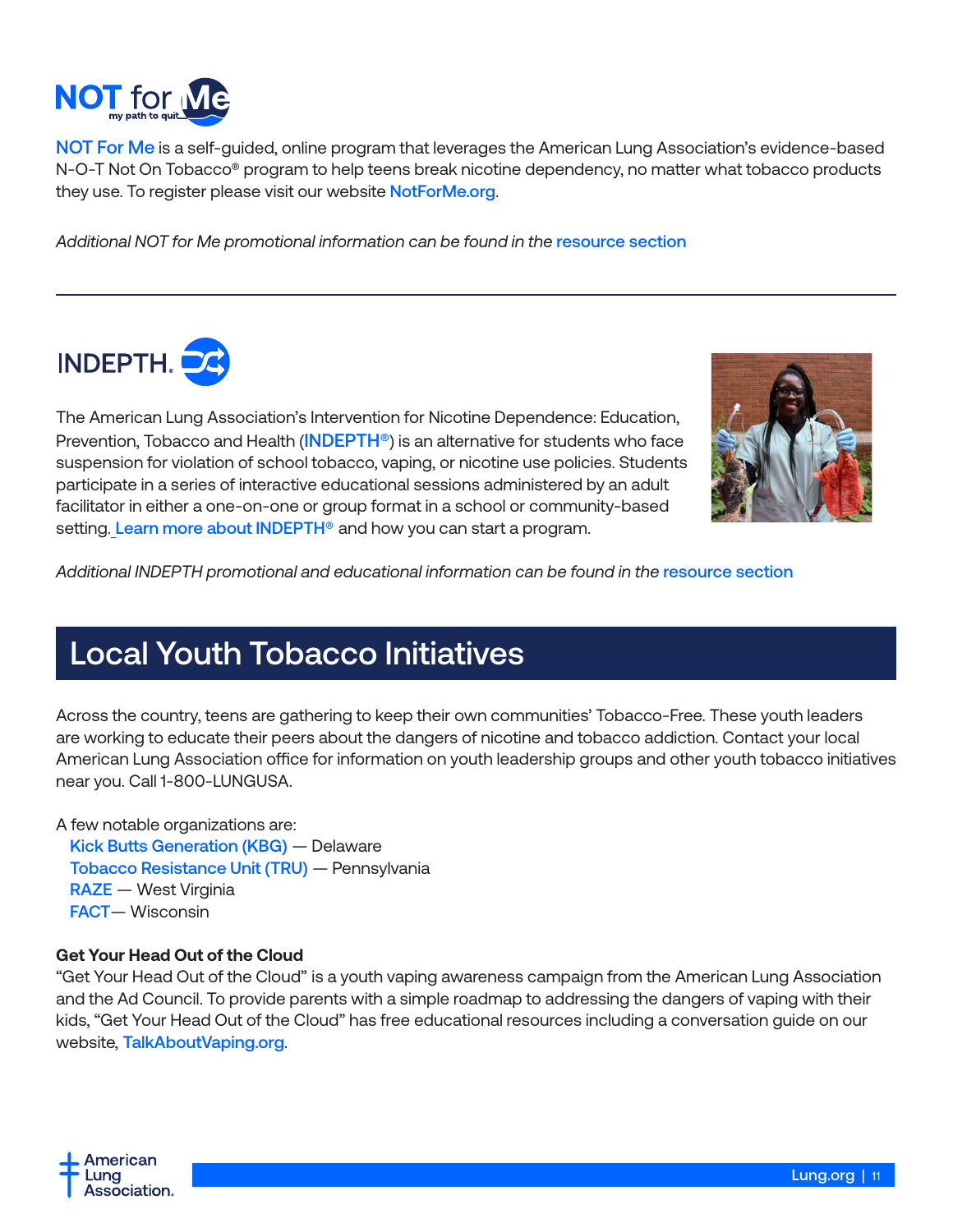## NOT for Me

my path to quit

NOT For Me is a self-guided, online program that leverages the American Lung Association's evidence-based N-O-T Not On Tobacco® program to help teens break nicotine dependency, no matter what tobacco products they use. To register please visit our website NotForMe.org.

*Additional NOT for Me promotional information can be found in the* resource section

---

## INDEPTH.

The American Lung Association's Intervention for Nicotine Dependence: Education, Prevention, Tobacco and Health (INDEPTH®) is an alternative for students who face suspension for violation of school tobacco, vaping, or nicotine use policies. Students participate in a series of interactive educational sessions administered by an adult facilitator in either a one-on-one or group format in a school or community-based setting. Learn more about INDEPTH® and how you can start a program.

*Additional INDEPTH promotional and educational information can be found in the* resource section

# Local Youth Tobacco Initiatives

Across the country, teens are gathering to keep their own communities' Tobacco-Free. These youth leaders are working to educate their peers about the dangers of nicotine and tobacco addiction. Contact your local American Lung Association office for information on youth leadership groups and other youth tobacco initiatives near you. Call 1-800-LUNGUSA.

A few notable organizations are:

- Kick Butts Generation (KBG) — Delaware
- Tobacco Resistance Unit (TRU) — Pennsylvania
- RAZE — West Virginia
- FACT— Wisconsin

**Get Your Head Out of the Cloud**

"Get Your Head Out of the Cloud" is a youth vaping awareness campaign from the American Lung Association and the Ad Council. To provide parents with a simple roadmap to addressing the dangers of vaping with their kids, "Get Your Head Out of the Cloud" has free educational resources including a conversation guide on our website, TalkAboutVaping.org.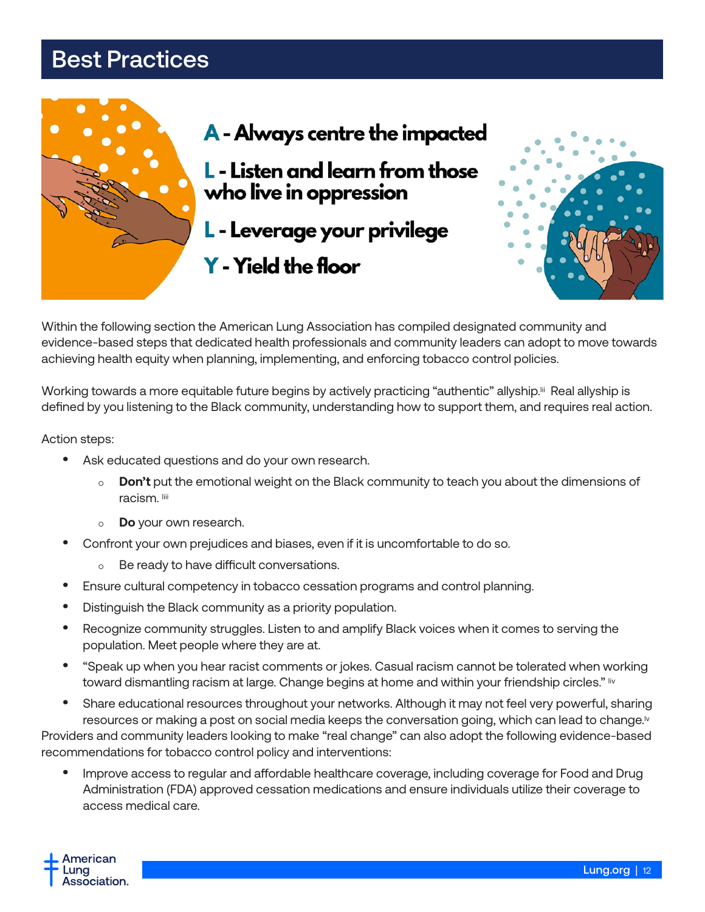# Best Practices

**A - Always centre the impacted**

**L - Listen and learn from those who live in oppression**

**L - Leverage your privilege**

**Y - Yield the floor**

Within the following section the American Lung Association has compiled designated community and evidence-based steps that dedicated health professionals and community leaders can adopt to move towards achieving health equity when planning, implementing, and enforcing tobacco control policies.

Working towards a more equitable future begins by actively practicing "authentic" allyship.[lii] Real allyship is defined by you listening to the Black community, understanding how to support them, and requires real action.

Action steps:

- Ask educated questions and do your own research.
  - **Don't** put the emotional weight on the Black community to teach you about the dimensions of racism. [liii]
  - **Do** your own research.
- Confront your own prejudices and biases, even if it is uncomfortable to do so.
  - Be ready to have difficult conversations.
- Ensure cultural competency in tobacco cessation programs and control planning.
- Distinguish the Black community as a priority population.
- Recognize community struggles. Listen to and amplify Black voices when it comes to serving the population. Meet people where they are at.
- "Speak up when you hear racist comments or jokes. Casual racism cannot be tolerated when working toward dismantling racism at large. Change begins at home and within your friendship circles." [liv]
- Share educational resources throughout your networks. Although it may not feel very powerful, sharing resources or making a post on social media keeps the conversation going, which can lead to change.[lv]

Providers and community leaders looking to make "real change" can also adopt the following evidence-based recommendations for tobacco control policy and interventions:

- Improve access to regular and affordable healthcare coverage, including coverage for Food and Drug Administration (FDA) approved cessation medications and ensure individuals utilize their coverage to access medical care.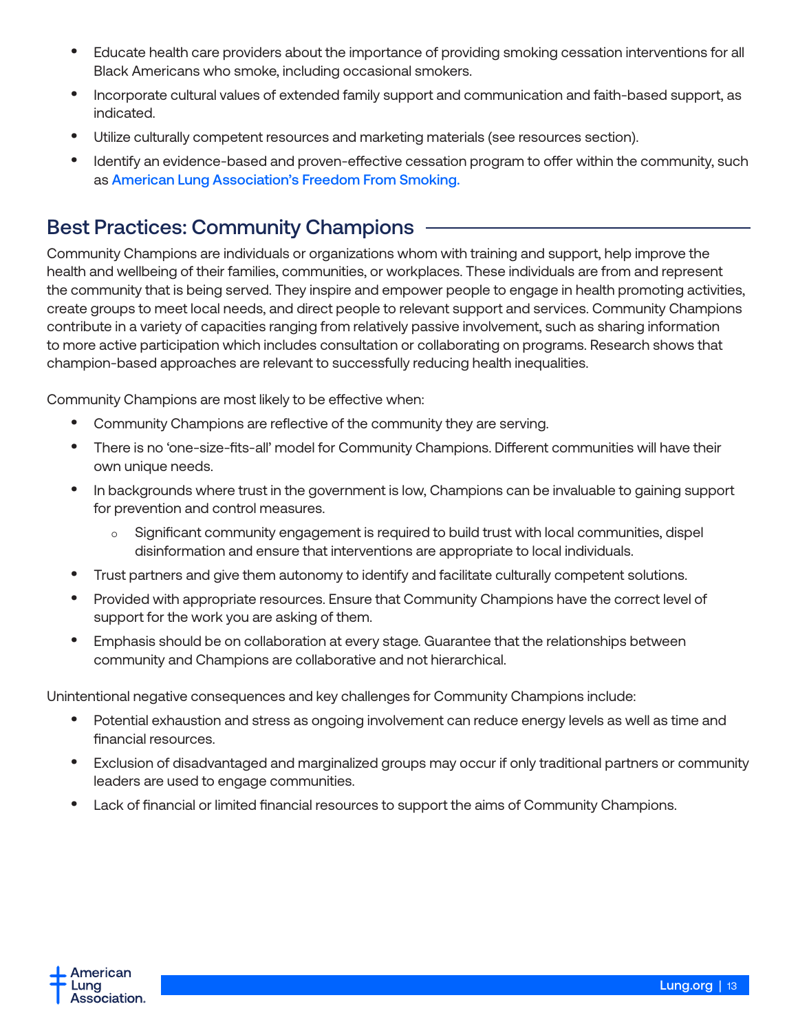- Educate health care providers about the importance of providing smoking cessation interventions for all Black Americans who smoke, including occasional smokers.
- Incorporate cultural values of extended family support and communication and faith-based support, as indicated.
- Utilize culturally competent resources and marketing materials (see resources section).
- Identify an evidence-based and proven-effective cessation program to offer within the community, such as American Lung Association's Freedom From Smoking.

## Best Practices: Community Champions

Community Champions are individuals or organizations whom with training and support, help improve the health and wellbeing of their families, communities, or workplaces. These individuals are from and represent the community that is being served. They inspire and empower people to engage in health promoting activities, create groups to meet local needs, and direct people to relevant support and services. Community Champions contribute in a variety of capacities ranging from relatively passive involvement, such as sharing information to more active participation which includes consultation or collaborating on programs. Research shows that champion-based approaches are relevant to successfully reducing health inequalities.

Community Champions are most likely to be effective when:

- Community Champions are reflective of the community they are serving.
- There is no 'one-size-fits-all' model for Community Champions. Different communities will have their own unique needs.
- In backgrounds where trust in the government is low, Champions can be invaluable to gaining support for prevention and control measures.
  - Significant community engagement is required to build trust with local communities, dispel disinformation and ensure that interventions are appropriate to local individuals.
- Trust partners and give them autonomy to identify and facilitate culturally competent solutions.
- Provided with appropriate resources. Ensure that Community Champions have the correct level of support for the work you are asking of them.
- Emphasis should be on collaboration at every stage. Guarantee that the relationships between community and Champions are collaborative and not hierarchical.

Unintentional negative consequences and key challenges for Community Champions include:

- Potential exhaustion and stress as ongoing involvement can reduce energy levels as well as time and financial resources.
- Exclusion of disadvantaged and marginalized groups may occur if only traditional partners or community leaders are used to engage communities.
- Lack of financial or limited financial resources to support the aims of Community Champions.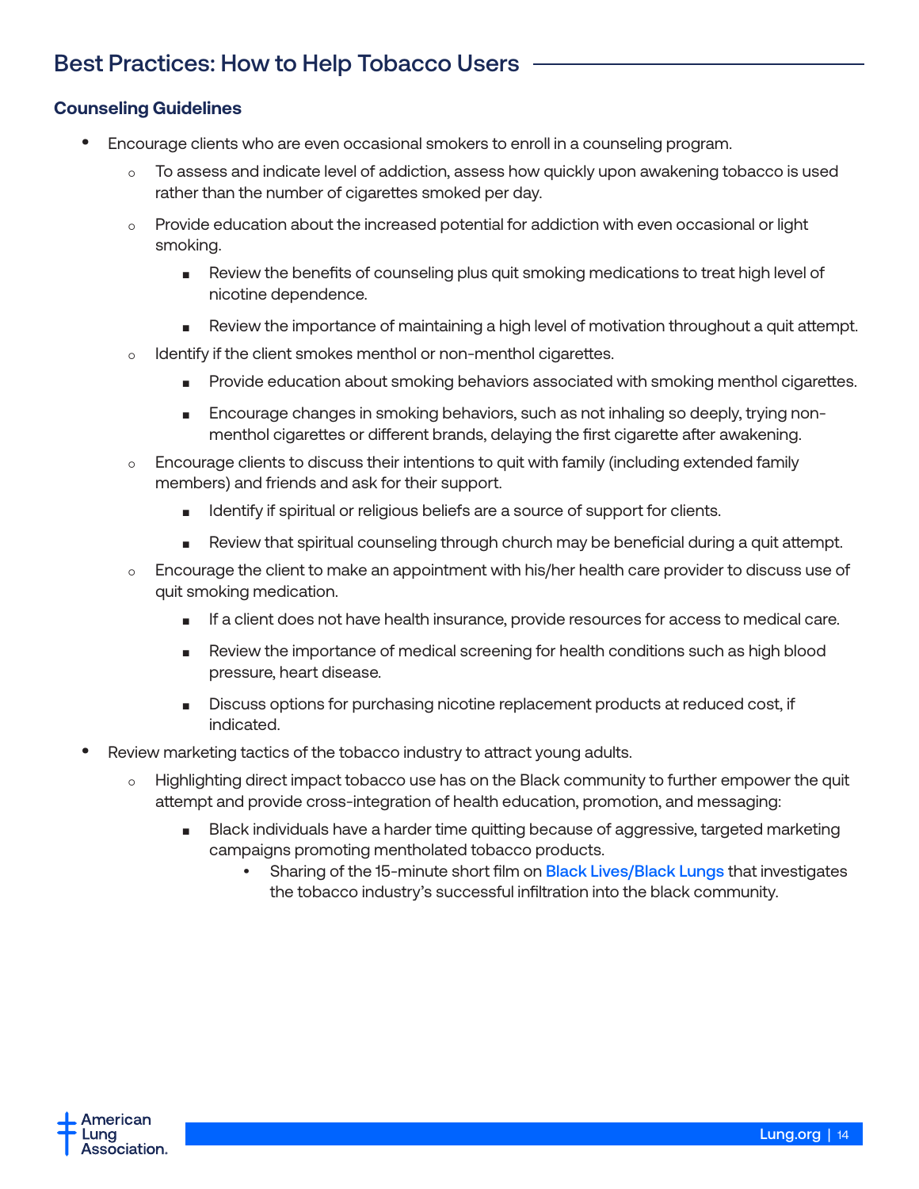## Best Practices: How to Help Tobacco Users

### Counseling Guidelines

- Encourage clients who are even occasional smokers to enroll in a counseling program.
    - To assess and indicate level of addiction, assess how quickly upon awakening tobacco is used rather than the number of cigarettes smoked per day.
    - Provide education about the increased potential for addiction with even occasional or light smoking.
        - Review the benefits of counseling plus quit smoking medications to treat high level of nicotine dependence.
        - Review the importance of maintaining a high level of motivation throughout a quit attempt.
    - Identify if the client smokes menthol or non-menthol cigarettes.
        - Provide education about smoking behaviors associated with smoking menthol cigarettes.
        - Encourage changes in smoking behaviors, such as not inhaling so deeply, trying non-menthol cigarettes or different brands, delaying the first cigarette after awakening.
    - Encourage clients to discuss their intentions to quit with family (including extended family members) and friends and ask for their support.
        - Identify if spiritual or religious beliefs are a source of support for clients.
        - Review that spiritual counseling through church may be beneficial during a quit attempt.
    - Encourage the client to make an appointment with his/her health care provider to discuss use of quit smoking medication.
        - If a client does not have health insurance, provide resources for access to medical care.
        - Review the importance of medical screening for health conditions such as high blood pressure, heart disease.
        - Discuss options for purchasing nicotine replacement products at reduced cost, if indicated.
- Review marketing tactics of the tobacco industry to attract young adults.
    - Highlighting direct impact tobacco use has on the Black community to further empower the quit attempt and provide cross-integration of health education, promotion, and messaging:
        - Black individuals have a harder time quitting because of aggressive, targeted marketing campaigns promoting mentholated tobacco products.
            - Sharing of the 15-minute short film on Black Lives/Black Lungs that investigates the tobacco industry's successful infiltration into the black community.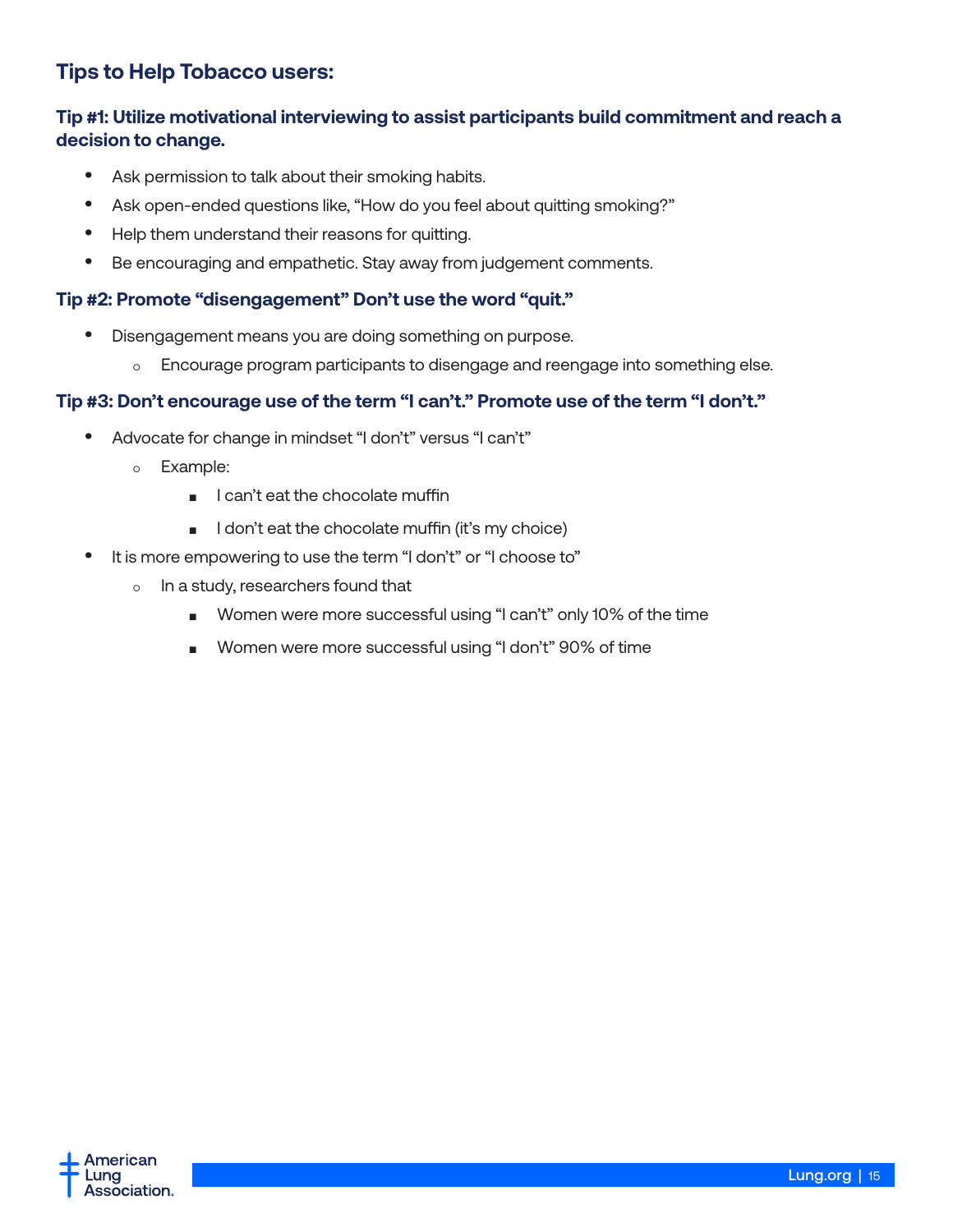## Tips to Help Tobacco users:

### Tip #1: Utilize motivational interviewing to assist participants build commitment and reach a decision to change.

- Ask permission to talk about their smoking habits.
- Ask open-ended questions like, “How do you feel about quitting smoking?”
- Help them understand their reasons for quitting.
- Be encouraging and empathetic. Stay away from judgement comments.

### Tip #2: Promote “disengagement” Don’t use the word “quit.”

- Disengagement means you are doing something on purpose.
  - Encourage program participants to disengage and reengage into something else.

### Tip #3: Don’t encourage use of the term “I can’t.” Promote use of the term “I don’t.”

- Advocate for change in mindset “I don’t” versus “I can’t”
  - Example:
    - I can’t eat the chocolate muffin
    - I don’t eat the chocolate muffin (it’s my choice)
- It is more empowering to use the term “I don’t” or “I choose to”
  - In a study, researchers found that
    - Women were more successful using “I can’t” only 10% of the time
    - Women were more successful using “I don’t” 90% of time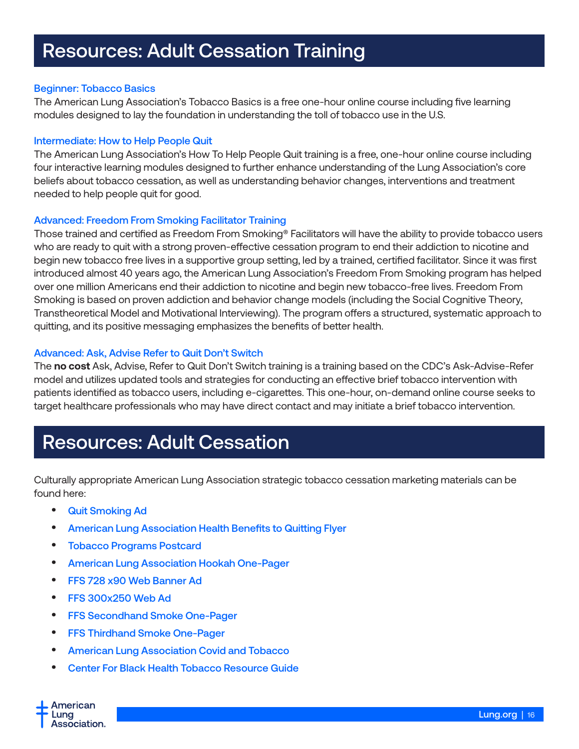# Resources: Adult Cessation Training

### Beginner: Tobacco Basics

The American Lung Association's Tobacco Basics is a free one-hour online course including five learning modules designed to lay the foundation in understanding the toll of tobacco use in the U.S.

### Intermediate: How to Help People Quit

The American Lung Association's How To Help People Quit training is a free, one-hour online course including four interactive learning modules designed to further enhance understanding of the Lung Association's core beliefs about tobacco cessation, as well as understanding behavior changes, interventions and treatment needed to help people quit for good.

### Advanced: Freedom From Smoking Facilitator Training

Those trained and certified as Freedom From Smoking® Facilitators will have the ability to provide tobacco users who are ready to quit with a strong proven-effective cessation program to end their addiction to nicotine and begin new tobacco free lives in a supportive group setting, led by a trained, certified facilitator. Since it was first introduced almost 40 years ago, the American Lung Association's Freedom From Smoking program has helped over one million Americans end their addiction to nicotine and begin new tobacco-free lives. Freedom From Smoking is based on proven addiction and behavior change models (including the Social Cognitive Theory, Transtheoretical Model and Motivational Interviewing). The program offers a structured, systematic approach to quitting, and its positive messaging emphasizes the benefits of better health.

### Advanced: Ask, Advise Refer to Quit Don't Switch

The **no cost** Ask, Advise, Refer to Quit Don't Switch training is a training based on the CDC's Ask-Advise-Refer model and utilizes updated tools and strategies for conducting an effective brief tobacco intervention with patients identified as tobacco users, including e-cigarettes. This one-hour, on-demand online course seeks to target healthcare professionals who may have direct contact and may initiate a brief tobacco intervention.

# Resources: Adult Cessation

Culturally appropriate American Lung Association strategic tobacco cessation marketing materials can be found here:

- Quit Smoking Ad
- American Lung Association Health Benefits to Quitting Flyer
- Tobacco Programs Postcard
- American Lung Association Hookah One-Pager
- FFS 728 x90 Web Banner Ad
- FFS 300x250 Web Ad
- FFS Secondhand Smoke One-Pager
- FFS Thirdhand Smoke One-Pager
- American Lung Association Covid and Tobacco
- Center For Black Health Tobacco Resource Guide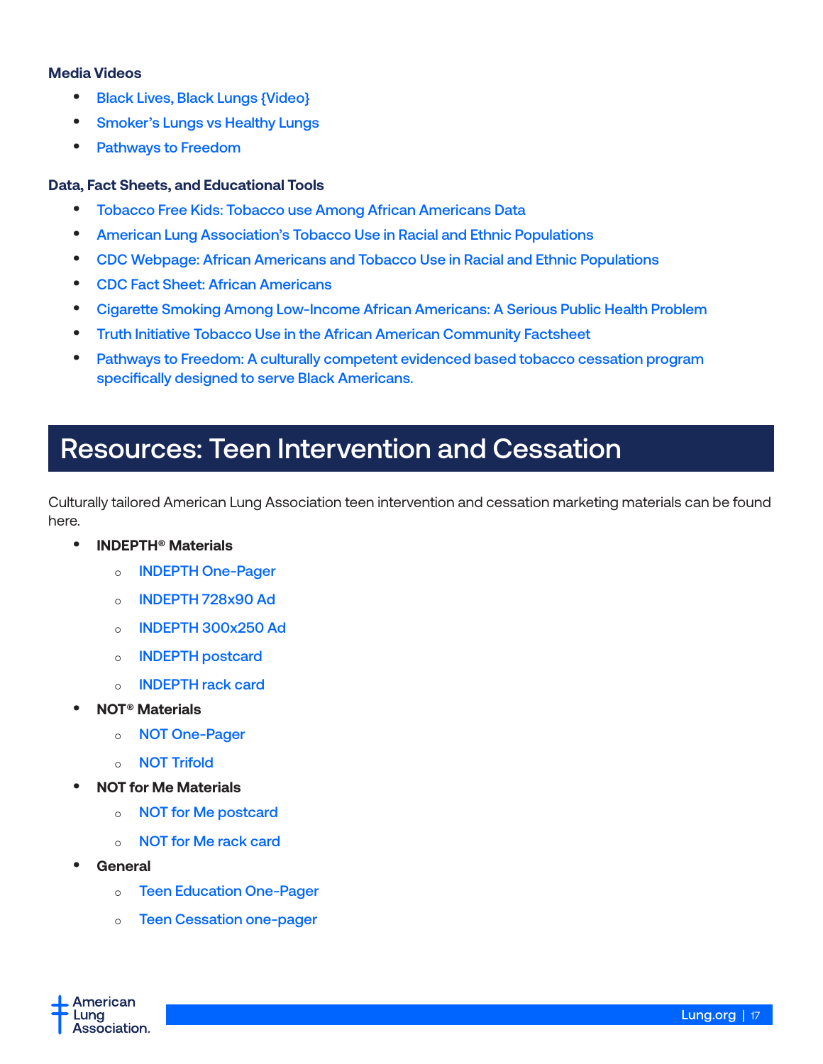**Media Videos**

- Black Lives, Black Lungs {Video}
- Smoker's Lungs vs Healthy Lungs
- Pathways to Freedom

**Data, Fact Sheets, and Educational Tools**

- Tobacco Free Kids: Tobacco use Among African Americans Data
- American Lung Association's Tobacco Use in Racial and Ethnic Populations
- CDC Webpage: African Americans and Tobacco Use in Racial and Ethnic Populations
- CDC Fact Sheet: African Americans
- Cigarette Smoking Among Low-Income African Americans: A Serious Public Health Problem
- Truth Initiative Tobacco Use in the African American Community Factsheet
- Pathways to Freedom: A culturally competent evidenced based tobacco cessation program specifically designed to serve Black Americans.

## Resources: Teen Intervention and Cessation

Culturally tailored American Lung Association teen intervention and cessation marketing materials can be found here.

- **INDEPTH® Materials**
  - INDEPTH One-Pager
  - INDEPTH 728x90 Ad
  - INDEPTH 300x250 Ad
  - INDEPTH postcard
  - INDEPTH rack card
- **NOT® Materials**
  - NOT One-Pager
  - NOT Trifold
- **NOT for Me Materials**
  - NOT for Me postcard
  - NOT for Me rack card
- **General**
  - Teen Education One-Pager
  - Teen Cessation one-pager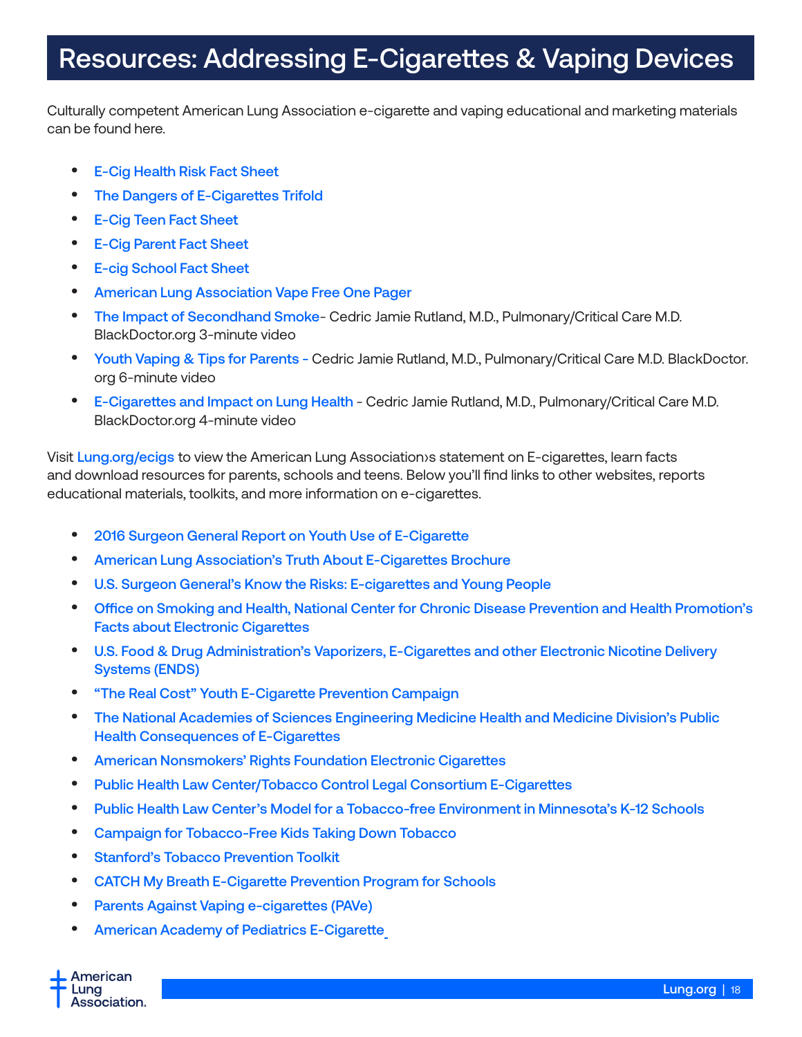# Resources: Addressing E-Cigarettes & Vaping Devices

Culturally competent American Lung Association e-cigarette and vaping educational and marketing materials can be found here.

- E-Cig Health Risk Fact Sheet
- The Dangers of E-Cigarettes Trifold
- E-Cig Teen Fact Sheet
- E-Cig Parent Fact Sheet
- E-cig School Fact Sheet
- American Lung Association Vape Free One Pager
- The Impact of Secondhand Smoke- Cedric Jamie Rutland, M.D., Pulmonary/Critical Care M.D. BlackDoctor.org 3-minute video
- Youth Vaping & Tips for Parents - Cedric Jamie Rutland, M.D., Pulmonary/Critical Care M.D. BlackDoctor.org 6-minute video
- E-Cigarettes and Impact on Lung Health - Cedric Jamie Rutland, M.D., Pulmonary/Critical Care M.D. BlackDoctor.org 4-minute video

Visit Lung.org/ecigs to view the American Lung Association›s statement on E-cigarettes, learn facts and download resources for parents, schools and teens. Below you'll find links to other websites, reports educational materials, toolkits, and more information on e-cigarettes.

- 2016 Surgeon General Report on Youth Use of E-Cigarette
- American Lung Association's Truth About E-Cigarettes Brochure
- U.S. Surgeon General's Know the Risks: E-cigarettes and Young People
- Office on Smoking and Health, National Center for Chronic Disease Prevention and Health Promotion's Facts about Electronic Cigarettes
- U.S. Food & Drug Administration's Vaporizers, E-Cigarettes and other Electronic Nicotine Delivery Systems (ENDS)
- "The Real Cost" Youth E-Cigarette Prevention Campaign
- The National Academies of Sciences Engineering Medicine Health and Medicine Division's Public Health Consequences of E-Cigarettes
- American Nonsmokers' Rights Foundation Electronic Cigarettes
- Public Health Law Center/Tobacco Control Legal Consortium E-Cigarettes
- Public Health Law Center's Model for a Tobacco-free Environment in Minnesota's K-12 Schools
- Campaign for Tobacco-Free Kids Taking Down Tobacco
- Stanford's Tobacco Prevention Toolkit
- CATCH My Breath E-Cigarette Prevention Program for Schools
- Parents Against Vaping e-cigarettes (PAVe)
- American Academy of Pediatrics E-Cigarette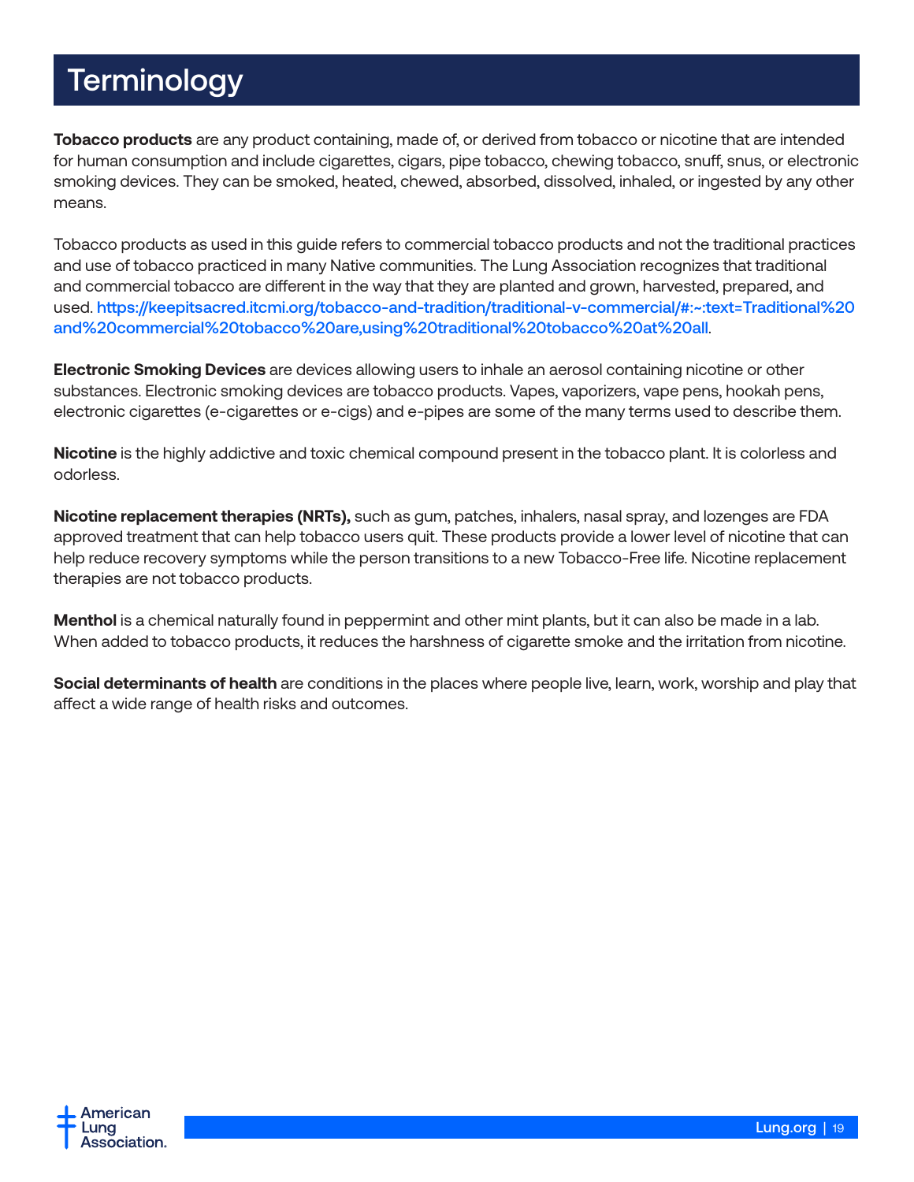# Terminology

**Tobacco products** are any product containing, made of, or derived from tobacco or nicotine that are intended for human consumption and include cigarettes, cigars, pipe tobacco, chewing tobacco, snuff, snus, or electronic smoking devices. They can be smoked, heated, chewed, absorbed, dissolved, inhaled, or ingested by any other means.

Tobacco products as used in this guide refers to commercial tobacco products and not the traditional practices and use of tobacco practiced in many Native communities. The Lung Association recognizes that traditional and commercial tobacco are different in the way that they are planted and grown, harvested, prepared, and used. https://keepitsacred.itcmi.org/tobacco-and-tradition/traditional-v-commercial/#:~:text=Traditional%20and%20commercial%20tobacco%20are,using%20traditional%20tobacco%20at%20all.

**Electronic Smoking Devices** are devices allowing users to inhale an aerosol containing nicotine or other substances. Electronic smoking devices are tobacco products. Vapes, vaporizers, vape pens, hookah pens, electronic cigarettes (e-cigarettes or e-cigs) and e-pipes are some of the many terms used to describe them.

**Nicotine** is the highly addictive and toxic chemical compound present in the tobacco plant. It is colorless and odorless.

**Nicotine replacement therapies (NRTs),** such as gum, patches, inhalers, nasal spray, and lozenges are FDA approved treatment that can help tobacco users quit. These products provide a lower level of nicotine that can help reduce recovery symptoms while the person transitions to a new Tobacco-Free life. Nicotine replacement therapies are not tobacco products.

**Menthol** is a chemical naturally found in peppermint and other mint plants, but it can also be made in a lab. When added to tobacco products, it reduces the harshness of cigarette smoke and the irritation from nicotine.

**Social determinants of health** are conditions in the places where people live, learn, work, worship and play that affect a wide range of health risks and outcomes.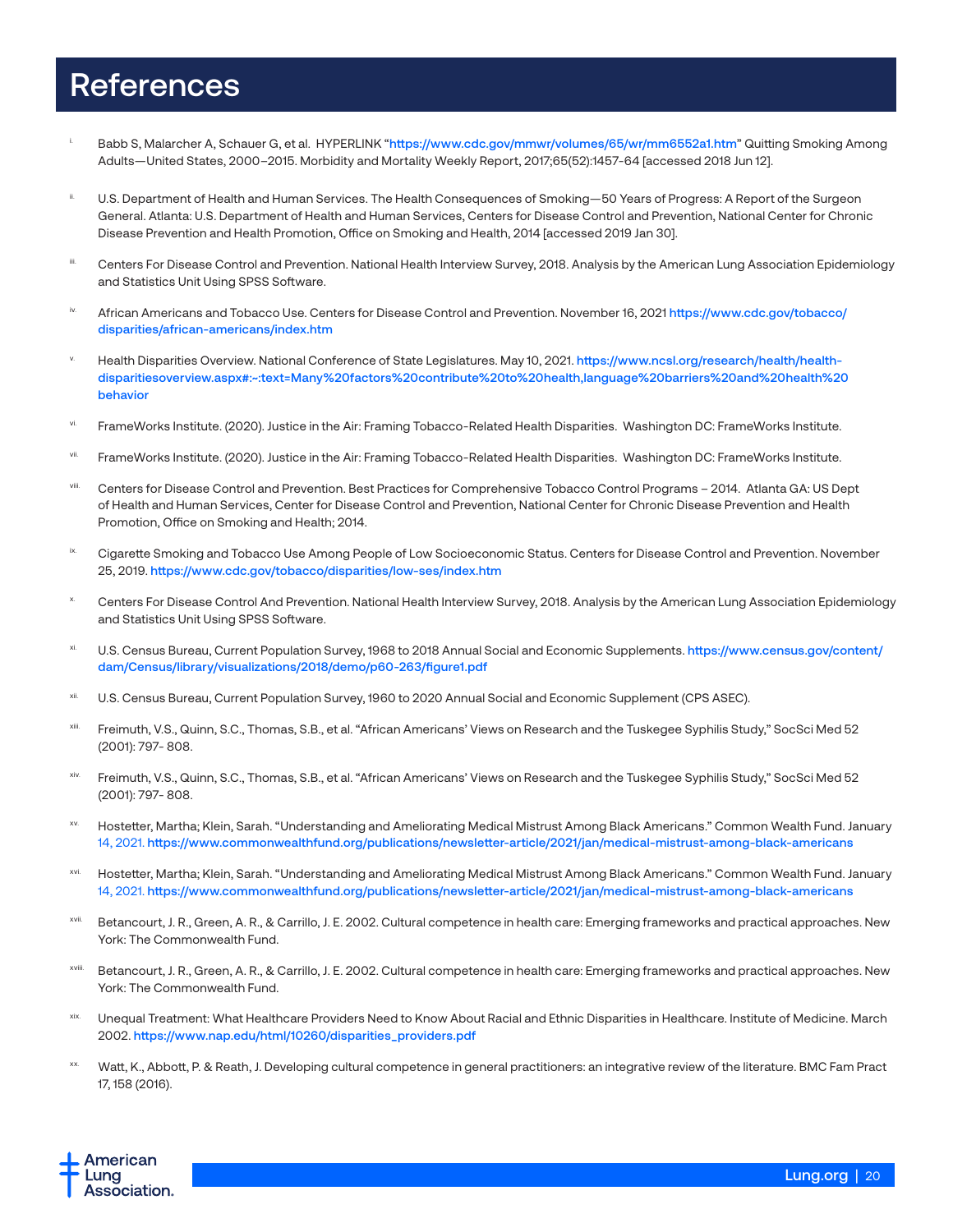# References

i. Babb S, Malarcher A, Schauer G, et al. HYPERLINK "https://www.cdc.gov/mmwr/volumes/65/wr/mm6552a1.htm" Quitting Smoking Among Adults—United States, 2000–2015. Morbidity and Mortality Weekly Report, 2017;65(52):1457-64 [accessed 2018 Jun 12].

ii. U.S. Department of Health and Human Services. The Health Consequences of Smoking—50 Years of Progress: A Report of the Surgeon General. Atlanta: U.S. Department of Health and Human Services, Centers for Disease Control and Prevention, National Center for Chronic Disease Prevention and Health Promotion, Office on Smoking and Health, 2014 [accessed 2019 Jan 30].

iii. Centers For Disease Control and Prevention. National Health Interview Survey, 2018. Analysis by the American Lung Association Epidemiology and Statistics Unit Using SPSS Software.

iv. African Americans and Tobacco Use. Centers for Disease Control and Prevention. November 16, 2021 https://www.cdc.gov/tobacco/disparities/african-americans/index.htm

v. Health Disparities Overview. National Conference of State Legislatures. May 10, 2021. https://www.ncsl.org/research/health/health-disparitiesoverview.aspx#:~:text=Many%20factors%20contribute%20to%20health,language%20barriers%20and%20health%20behavior

vi. FrameWorks Institute. (2020). Justice in the Air: Framing Tobacco-Related Health Disparities. Washington DC: FrameWorks Institute.

vii. FrameWorks Institute. (2020). Justice in the Air: Framing Tobacco-Related Health Disparities. Washington DC: FrameWorks Institute.

viii. Centers for Disease Control and Prevention. Best Practices for Comprehensive Tobacco Control Programs – 2014. Atlanta GA: US Dept of Health and Human Services, Center for Disease Control and Prevention, National Center for Chronic Disease Prevention and Health Promotion, Office on Smoking and Health; 2014.

ix. Cigarette Smoking and Tobacco Use Among People of Low Socioeconomic Status. Centers for Disease Control and Prevention. November 25, 2019. https://www.cdc.gov/tobacco/disparities/low-ses/index.htm

x. Centers For Disease Control And Prevention. National Health Interview Survey, 2018. Analysis by the American Lung Association Epidemiology and Statistics Unit Using SPSS Software.

xi. U.S. Census Bureau, Current Population Survey, 1968 to 2018 Annual Social and Economic Supplements. https://www.census.gov/content/dam/Census/library/visualizations/2018/demo/p60-263/figure1.pdf

xii. U.S. Census Bureau, Current Population Survey, 1960 to 2020 Annual Social and Economic Supplement (CPS ASEC).

xiii. Freimuth, V.S., Quinn, S.C., Thomas, S.B., et al. "African Americans' Views on Research and the Tuskegee Syphilis Study," SocSci Med 52 (2001): 797- 808.

xiv. Freimuth, V.S., Quinn, S.C., Thomas, S.B., et al. "African Americans' Views on Research and the Tuskegee Syphilis Study," SocSci Med 52 (2001): 797- 808.

xv. Hostetter, Martha; Klein, Sarah. "Understanding and Ameliorating Medical Mistrust Among Black Americans." Common Wealth Fund. January 14, 2021. https://www.commonwealthfund.org/publications/newsletter-article/2021/jan/medical-mistrust-among-black-americans

xvi. Hostetter, Martha; Klein, Sarah. "Understanding and Ameliorating Medical Mistrust Among Black Americans." Common Wealth Fund. January 14, 2021. https://www.commonwealthfund.org/publications/newsletter-article/2021/jan/medical-mistrust-among-black-americans

xvii. Betancourt, J. R., Green, A. R., & Carrillo, J. E. 2002. Cultural competence in health care: Emerging frameworks and practical approaches. New York: The Commonwealth Fund.

xviii. Betancourt, J. R., Green, A. R., & Carrillo, J. E. 2002. Cultural competence in health care: Emerging frameworks and practical approaches. New York: The Commonwealth Fund.

xix. Unequal Treatment: What Healthcare Providers Need to Know About Racial and Ethnic Disparities in Healthcare. Institute of Medicine. March 2002. https://www.nap.edu/html/10260/disparities_providers.pdf

xx. Watt, K., Abbott, P. & Reath, J. Developing cultural competence in general practitioners: an integrative review of the literature. BMC Fam Pract 17, 158 (2016).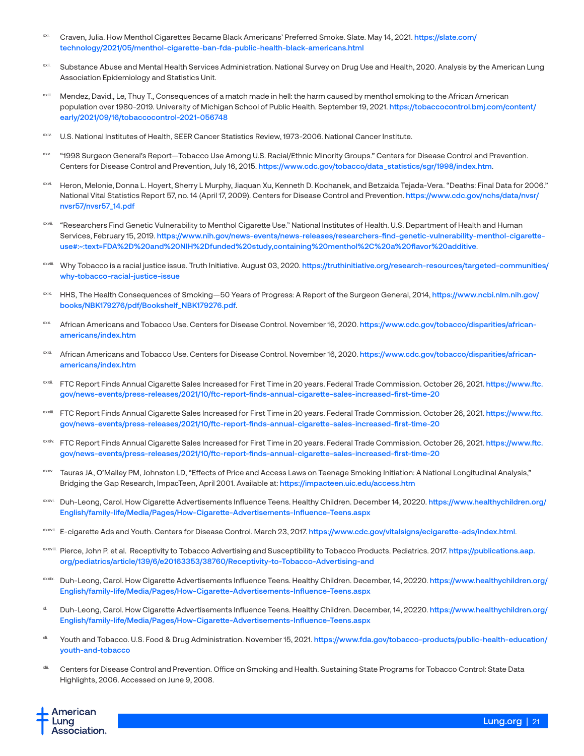[xxi] Craven, Julia. How Menthol Cigarettes Became Black Americans' Preferred Smoke. Slate. May 14, 2021. https://slate.com/technology/2021/05/menthol-cigarette-ban-fda-public-health-black-americans.html

[xxii] Substance Abuse and Mental Health Services Administration. National Survey on Drug Use and Health, 2020. Analysis by the American Lung Association Epidemiology and Statistics Unit.

[xxiii] Mendez, David., Le, Thuy T., Consequences of a match made in hell: the harm caused by menthol smoking to the African American population over 1980-2019. University of Michigan School of Public Health. September 19, 2021. https://tobaccocontrol.bmj.com/content/early/2021/09/16/tobaccocontrol-2021-056748

[xxiv] U.S. National Institutes of Health, SEER Cancer Statistics Review, 1973-2006. National Cancer Institute.

[xxv] "1998 Surgeon General's Report—Tobacco Use Among U.S. Racial/Ethnic Minority Groups." Centers for Disease Control and Prevention. Centers for Disease Control and Prevention, July 16, 2015. https://www.cdc.gov/tobacco/data_statistics/sgr/1998/index.htm.

[xxvi] Heron, Melonie, Donna L. Hoyert, Sherry L Murphy, Jiaquan Xu, Kenneth D. Kochanek, and Betzaida Tejada-Vera. "Deaths: Final Data for 2006." National Vital Statistics Report 57, no. 14 (April 17, 2009). Centers for Disease Control and Prevention. https://www.cdc.gov/nchs/data/nvsr/nvsr57/nvsr57_14.pdf

[xxvii] "Researchers Find Genetic Vulnerability to Menthol Cigarette Use." National Institutes of Health. U.S. Department of Health and Human Services, February 15, 2019. https://www.nih.gov/news-events/news-releases/researchers-find-genetic-vulnerability-menthol-cigarette-use#:~:text=FDA%2D%20and%20NIH%2Dfunded%20study,containing%20menthol%2C%20a%20flavor%20additive.

[xxviii] Why Tobacco is a racial justice issue. Truth Initiative. August 03, 2020. https://truthinitiative.org/research-resources/targeted-communities/why-tobacco-racial-justice-issue

[xxix] HHS, The Health Consequences of Smoking—50 Years of Progress: A Report of the Surgeon General, 2014, https://www.ncbi.nlm.nih.gov/books/NBK179276/pdf/Bookshelf_NBK179276.pdf.

[xxx] African Americans and Tobacco Use. Centers for Disease Control. November 16, 2020. https://www.cdc.gov/tobacco/disparities/african-americans/index.htm

[xxxi] African Americans and Tobacco Use. Centers for Disease Control. November 16, 2020. https://www.cdc.gov/tobacco/disparities/african-americans/index.htm

[xxxii] FTC Report Finds Annual Cigarette Sales Increased for First Time in 20 years. Federal Trade Commission. October 26, 2021. https://www.ftc.gov/news-events/press-releases/2021/10/ftc-report-finds-annual-cigarette-sales-increased-first-time-20

[xxxiii] FTC Report Finds Annual Cigarette Sales Increased for First Time in 20 years. Federal Trade Commission. October 26, 2021. https://www.ftc.gov/news-events/press-releases/2021/10/ftc-report-finds-annual-cigarette-sales-increased-first-time-20

[xxxiv] FTC Report Finds Annual Cigarette Sales Increased for First Time in 20 years. Federal Trade Commission. October 26, 2021. https://www.ftc.gov/news-events/press-releases/2021/10/ftc-report-finds-annual-cigarette-sales-increased-first-time-20

[xxxv] Tauras JA, O'Malley PM, Johnston LD, "Effects of Price and Access Laws on Teenage Smoking Initiation: A National Longitudinal Analysis," Bridging the Gap Research, ImpacTeen, April 2001. Available at: https://impacteen.uic.edu/access.htm

[xxxvi] Duh-Leong, Carol. How Cigarette Advertisements Influence Teens. Healthy Children. December 14, 20220. https://www.healthychildren.org/English/family-life/Media/Pages/How-Cigarette-Advertisements-Influence-Teens.aspx

[xxxvii] E-cigarette Ads and Youth. Centers for Disease Control. March 23, 2017. https://www.cdc.gov/vitalsigns/ecigarette-ads/index.html.

[xxxviii] Pierce, John P. et al. Receptivity to Tobacco Advertising and Susceptibility to Tobacco Products. Pediatrics. 2017. https://publications.aap.org/pediatrics/article/139/6/e20163353/38760/Receptivity-to-Tobacco-Advertising-and

[xxxix] Duh-Leong, Carol. How Cigarette Advertisements Influence Teens. Healthy Children. December, 14, 20220. https://www.healthychildren.org/English/family-life/Media/Pages/How-Cigarette-Advertisements-Influence-Teens.aspx

[xl] Duh-Leong, Carol. How Cigarette Advertisements Influence Teens. Healthy Children. December, 14, 20220. https://www.healthychildren.org/English/family-life/Media/Pages/How-Cigarette-Advertisements-Influence-Teens.aspx

[xli] Youth and Tobacco. U.S. Food & Drug Administration. November 15, 2021. https://www.fda.gov/tobacco-products/public-health-education/youth-and-tobacco

[xlii] Centers for Disease Control and Prevention. Office on Smoking and Health. Sustaining State Programs for Tobacco Control: State Data Highlights, 2006. Accessed on June 9, 2008.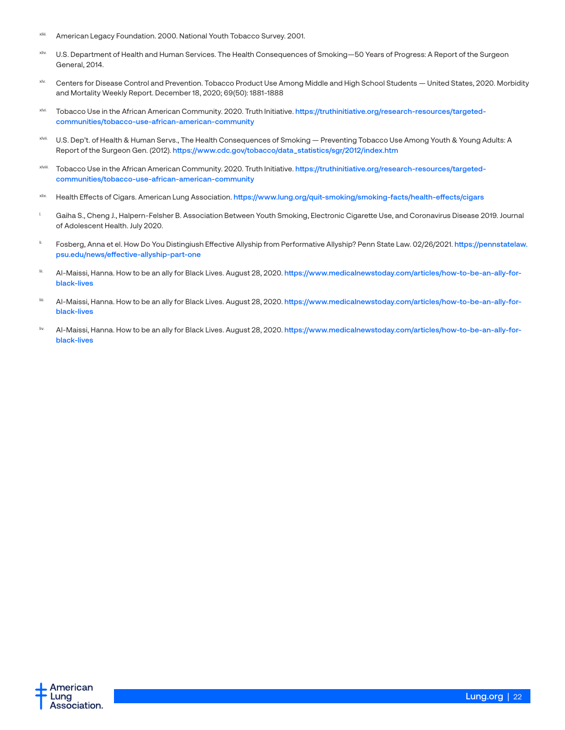xliii. American Legacy Foundation. 2000. National Youth Tobacco Survey. 2001.

xliv. U.S. Department of Health and Human Services. The Health Consequences of Smoking—50 Years of Progress: A Report of the Surgeon General, 2014.

xlv. Centers for Disease Control and Prevention. Tobacco Product Use Among Middle and High School Students — United States, 2020. Morbidity and Mortality Weekly Report. December 18, 2020; 69(50): 1881-1888

xlvi. Tobacco Use in the African American Community. 2020. Truth Initiative. https://truthinitiative.org/research-resources/targeted-communities/tobacco-use-african-american-community

xlvii. U.S. Dep't. of Health & Human Servs., The Health Consequences of Smoking — Preventing Tobacco Use Among Youth & Young Adults: A Report of the Surgeon Gen. (2012). https://www.cdc.gov/tobacco/data_statistics/sgr/2012/index.htm

xlviii. Tobacco Use in the African American Community. 2020. Truth Initiative. https://truthinitiative.org/research-resources/targeted-communities/tobacco-use-african-american-community

xlix. Health Effects of Cigars. American Lung Association. https://www.lung.org/quit-smoking/smoking-facts/health-effects/cigars

l. Gaiha S., Cheng J., Halpern-Felsher B. Association Between Youth Smoking, Electronic Cigarette Use, and Coronavirus Disease 2019. Journal of Adolescent Health. July 2020.

li. Fosberg, Anna et el. How Do You Distingiush Effective Allyship from Performative Allyship? Penn State Law. 02/26/2021. https://pennstatelaw.psu.edu/news/effective-allyship-part-one

lii. Al-Maissi, Hanna. How to be an ally for Black Lives. August 28, 2020. https://www.medicalnewstoday.com/articles/how-to-be-an-ally-for-black-lives

liii. Al-Maissi, Hanna. How to be an ally for Black Lives. August 28, 2020. https://www.medicalnewstoday.com/articles/how-to-be-an-ally-for-black-lives

liv. Al-Maissi, Hanna. How to be an ally for Black Lives. August 28, 2020. https://www.medicalnewstoday.com/articles/how-to-be-an-ally-for-black-lives